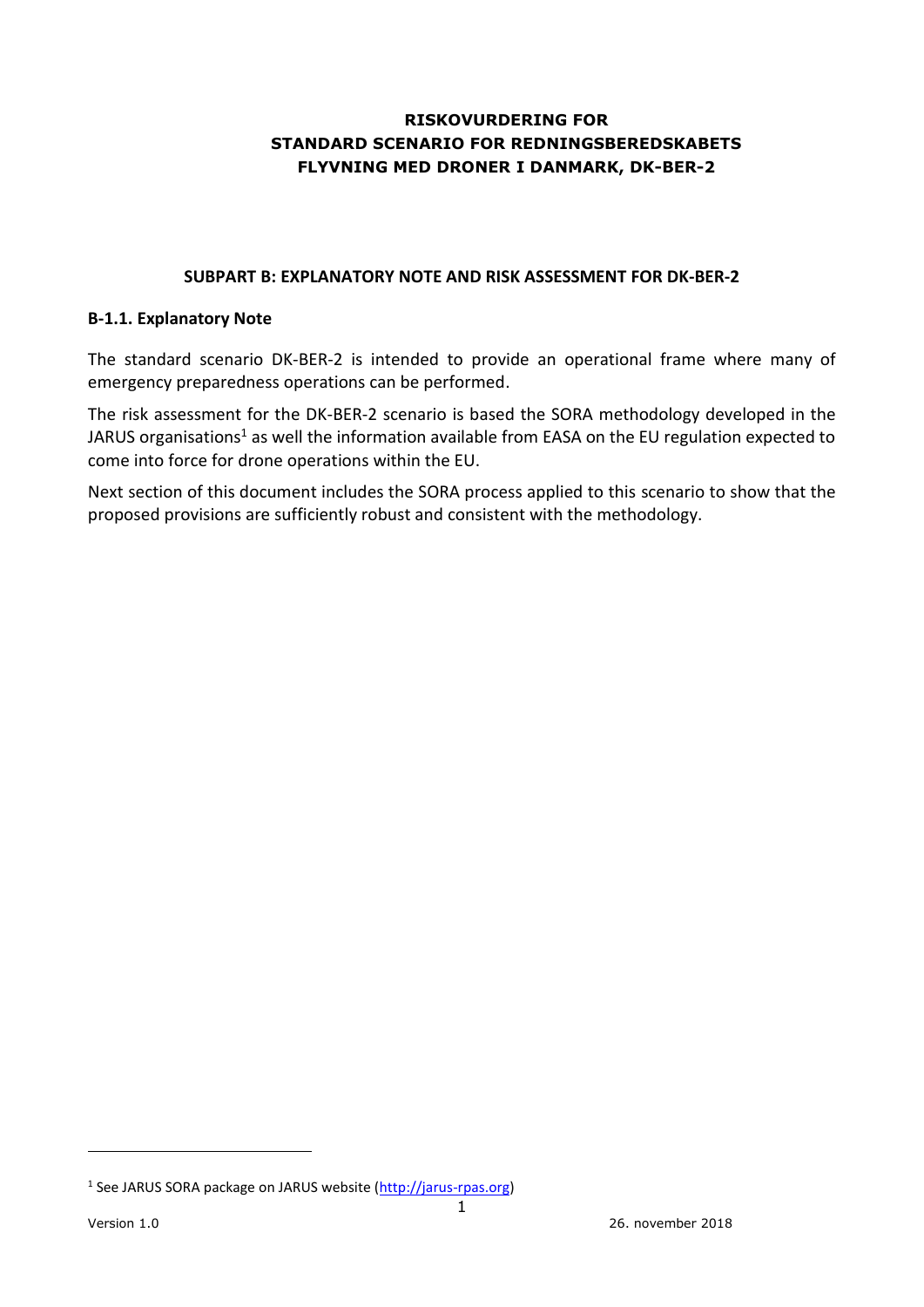# RISKOVURDERING FOR STANDARD SCENARIO FOR REDNINGSBEREDSKABETS FLYVNING MED DRONER I DANMARK, DK-BER-2

## SUBPART B: EXPLANATORY NOTE AND RISK ASSESSMENT FOR DK-BER-2

### B-1.1. Explanatory Note

The standard scenario DK-BER-2 is intended to provide an operational frame where many of emergency preparedness operations can be performed.

The risk assessment for the DK-BER-2 scenario is based the SORA methodology developed in the JARUS organisations[1] as well the information available from EASA on the EU regulation expected to come into force for drone operations within the EU.

Next section of this document includes the SORA process applied to this scenario to show that the proposed provisions are sufficiently robust and consistent with the methodology.

---

[1] See JARUS SORA package on JARUS website (http://jarus-rpas.org)

Version 1.0 26. november 2018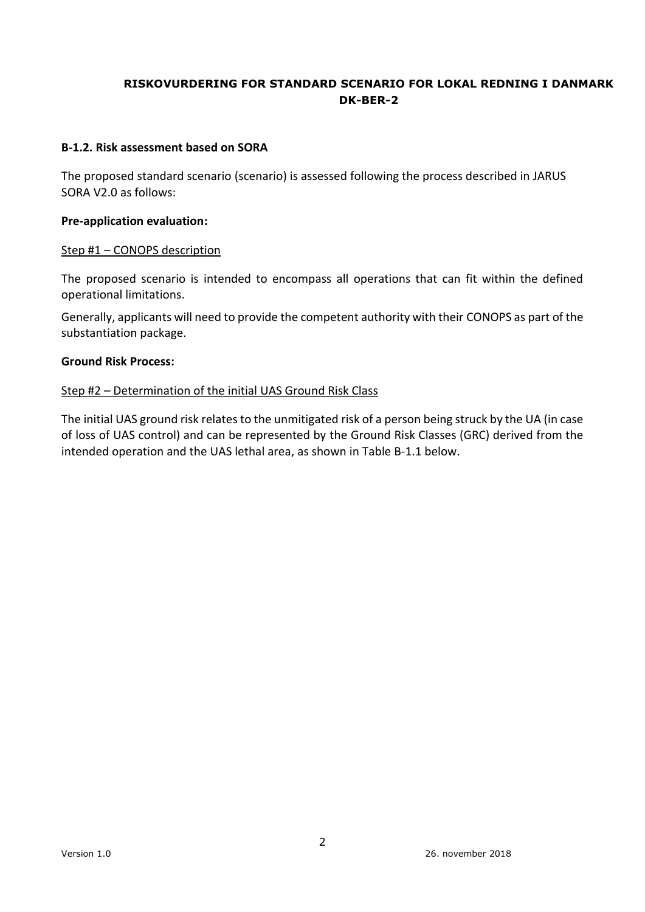**RISKOVURDERING FOR STANDARD SCENARIO FOR LOKAL REDNING I DANMARK DK-BER-2**

**B-1.2. Risk assessment based on SORA**

The proposed standard scenario (scenario) is assessed following the process described in JARUS SORA V2.0 as follows:

**Pre-application evaluation:**

Step #1 – CONOPS description

The proposed scenario is intended to encompass all operations that can fit within the defined operational limitations.

Generally, applicants will need to provide the competent authority with their CONOPS as part of the substantiation package.

**Ground Risk Process:**

Step #2 – Determination of the initial UAS Ground Risk Class

The initial UAS ground risk relates to the unmitigated risk of a person being struck by the UA (in case of loss of UAS control) and can be represented by the Ground Risk Classes (GRC) derived from the intended operation and the UAS lethal area, as shown in Table B-1.1 below.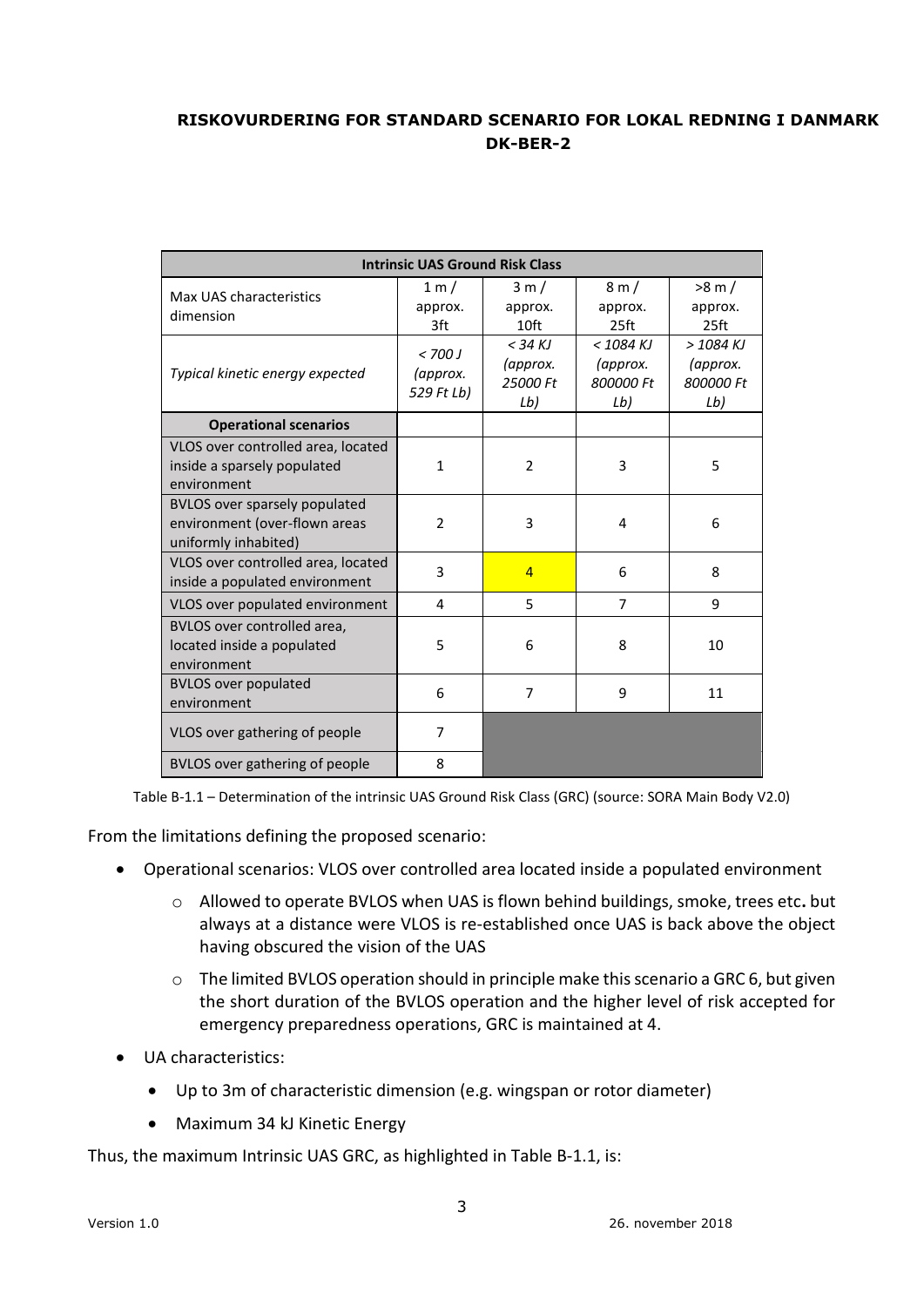**RISKOVURDERING FOR STANDARD SCENARIO FOR LOKAL REDNING I DANMARK DK-BER-2**

| Intrinsic UAS Ground Risk Class | | | | |
|---|---|---|---|---|
| Max UAS characteristics dimension | 1 m / approx. 3ft | 3 m / approx. 10ft | 8 m / approx. 25ft | >8 m / approx. 25ft |
| *Typical kinetic energy expected* | *< 700 J (approx. 529 Ft Lb)* | *< 34 KJ (approx. 25000 Ft Lb)* | *< 1084 KJ (approx. 800000 Ft Lb)* | *> 1084 KJ (approx. 800000 Ft Lb)* |
| **Operational scenarios** | | | | |
| VLOS over controlled area, located inside a sparsely populated environment | 1 | 2 | 3 | 5 |
| BVLOS over sparsely populated environment (over-flown areas uniformly inhabited) | 2 | 3 | 4 | 6 |
| VLOS over controlled area, located inside a populated environment | 3 | 4 | 6 | 8 |
| VLOS over populated environment | 4 | 5 | 7 | 9 |
| BVLOS over controlled area, located inside a populated environment | 5 | 6 | 8 | 10 |
| BVLOS over populated environment | 6 | 7 | 9 | 11 |
| VLOS over gathering of people | 7 | | | |
| BVLOS over gathering of people | 8 | | | |

Table B-1.1 – Determination of the intrinsic UAS Ground Risk Class (GRC) (source: SORA Main Body V2.0)

From the limitations defining the proposed scenario:

- Operational scenarios: VLOS over controlled area located inside a populated environment
  - Allowed to operate BVLOS when UAS is flown behind buildings, smoke, trees etc. but always at a distance were VLOS is re-established once UAS is back above the object having obscured the vision of the UAS
  - The limited BVLOS operation should in principle make this scenario a GRC 6, but given the short duration of the BVLOS operation and the higher level of risk accepted for emergency preparedness operations, GRC is maintained at 4.
- UA characteristics:
  - Up to 3m of characteristic dimension (e.g. wingspan or rotor diameter)
  - Maximum 34 kJ Kinetic Energy

Thus, the maximum Intrinsic UAS GRC, as highlighted in Table B-1.1, is: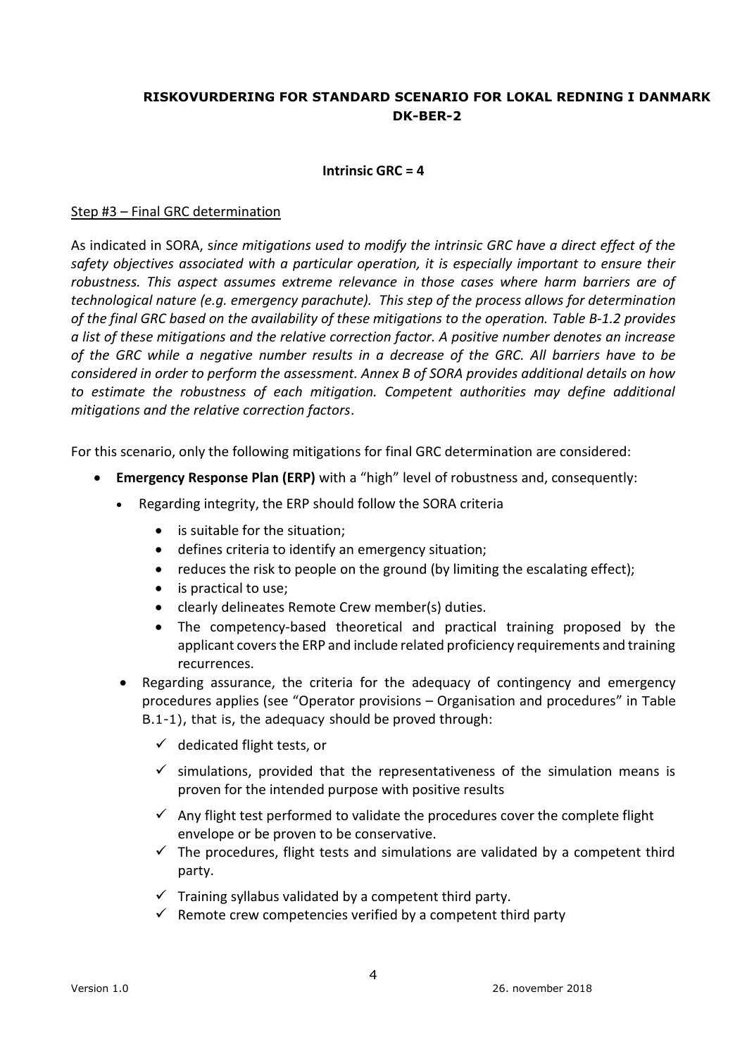**RISKOVURDERING FOR STANDARD SCENARIO FOR LOKAL REDNING I DANMARK DK-BER-2**

**Intrinsic GRC = 4**

Step #3 – Final GRC determination

As indicated in SORA, s*ince mitigations used to modify the intrinsic GRC have a direct effect of the safety objectives associated with a particular operation, it is especially important to ensure their robustness. This aspect assumes extreme relevance in those cases where harm barriers are of technological nature (e.g. emergency parachute). This step of the process allows for determination of the final GRC based on the availability of these mitigations to the operation. Table B-1.2 provides a list of these mitigations and the relative correction factor. A positive number denotes an increase of the GRC while a negative number results in a decrease of the GRC. All barriers have to be considered in order to perform the assessment. Annex B of SORA provides additional details on how to estimate the robustness of each mitigation. Competent authorities may define additional mitigations and the relative correction factors*.

For this scenario, only the following mitigations for final GRC determination are considered:

- **Emergency Response Plan (ERP)** with a "high" level of robustness and, consequently:
  - Regarding integrity, the ERP should follow the SORA criteria
    - is suitable for the situation;
    - defines criteria to identify an emergency situation;
    - reduces the risk to people on the ground (by limiting the escalating effect);
    - is practical to use;
    - clearly delineates Remote Crew member(s) duties.
    - The competency-based theoretical and practical training proposed by the applicant covers the ERP and include related proficiency requirements and training recurrences.
  - Regarding assurance, the criteria for the adequacy of contingency and emergency procedures applies (see "Operator provisions – Organisation and procedures" in Table B.1-1), that is, the adequacy should be proved through:
    - ✓ dedicated flight tests, or
    - ✓ simulations, provided that the representativeness of the simulation means is proven for the intended purpose with positive results
    - ✓ Any flight test performed to validate the procedures cover the complete flight envelope or be proven to be conservative.
    - ✓ The procedures, flight tests and simulations are validated by a competent third party.
    - ✓ Training syllabus validated by a competent third party.
    - ✓ Remote crew competencies verified by a competent third party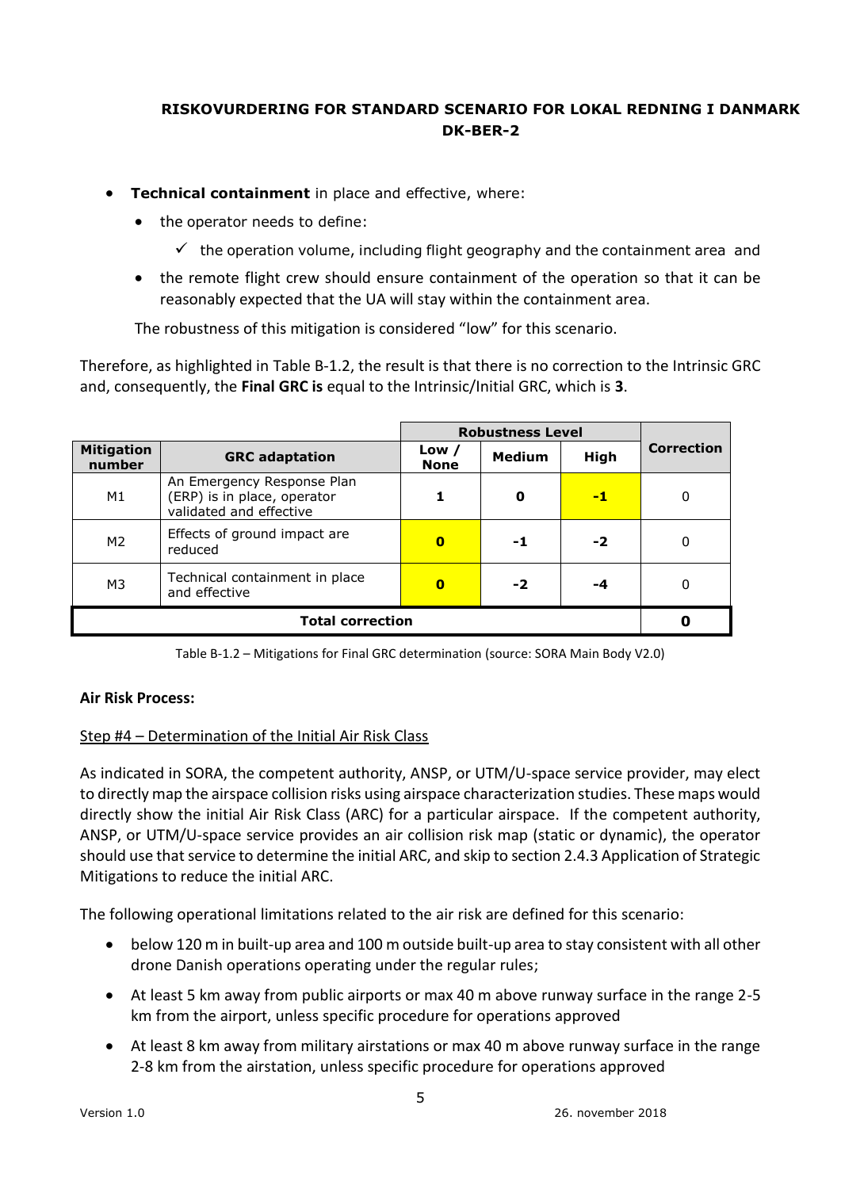- **Technical containment** in place and effective, where:
  - the operator needs to define:
    - ✓ the operation volume, including flight geography and the containment area and
  - the remote flight crew should ensure containment of the operation so that it can be reasonably expected that the UA will stay within the containment area.

  The robustness of this mitigation is considered "low" for this scenario.

Therefore, as highlighted in Table B-1.2, the result is that there is no correction to the Intrinsic GRC and, consequently, the **Final GRC is** equal to the Intrinsic/Initial GRC, which is **3**.

| Mitigation number | GRC adaptation | Robustness Level | | | Correction |
|---|---|---|---|---|---|
| | | **Low / None** | **Medium** | **High** | |
| M1 | An Emergency Response Plan (ERP) is in place, operator validated and effective | **1** | **0** | **-1** | 0 |
| M2 | Effects of ground impact are reduced | **0** | **-1** | **-2** | 0 |
| M3 | Technical containment in place and effective | **0** | **-2** | **-4** | 0 |
| **Total correction** | | | | | **0** |

Table B-1.2 – Mitigations for Final GRC determination (source: SORA Main Body V2.0)

**Air Risk Process:**

Step #4 – Determination of the Initial Air Risk Class

As indicated in SORA, the competent authority, ANSP, or UTM/U-space service provider, may elect to directly map the airspace collision risks using airspace characterization studies. These maps would directly show the initial Air Risk Class (ARC) for a particular airspace. If the competent authority, ANSP, or UTM/U-space service provides an air collision risk map (static or dynamic), the operator should use that service to determine the initial ARC, and skip to section 2.4.3 Application of Strategic Mitigations to reduce the initial ARC.

The following operational limitations related to the air risk are defined for this scenario:

- below 120 m in built-up area and 100 m outside built-up area to stay consistent with all other drone Danish operations operating under the regular rules;
- At least 5 km away from public airports or max 40 m above runway surface in the range 2-5 km from the airport, unless specific procedure for operations approved
- At least 8 km away from military airstations or max 40 m above runway surface in the range 2-8 km from the airstation, unless specific procedure for operations approved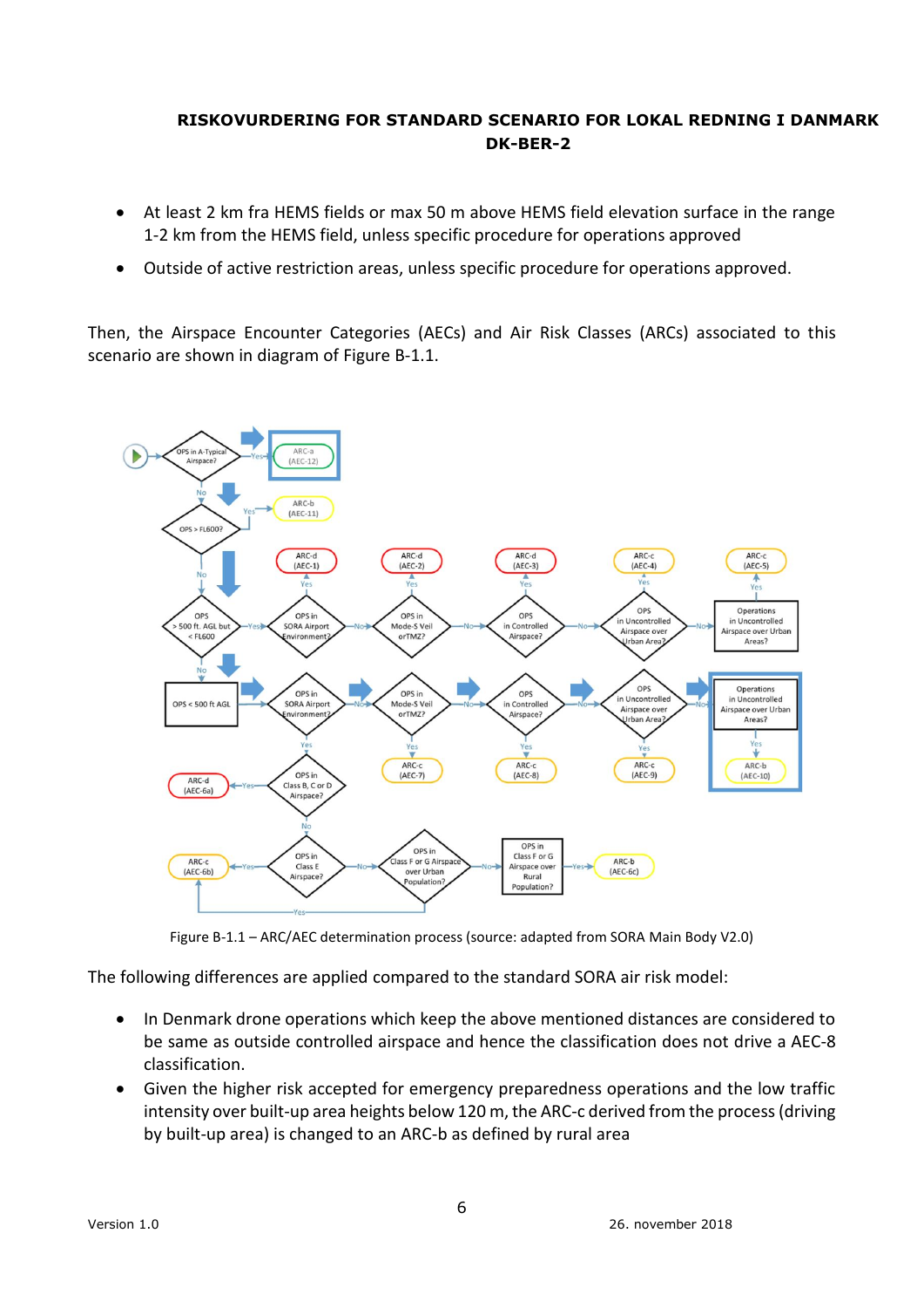- At least 2 km fra HEMS fields or max 50 m above HEMS field elevation surface in the range 1-2 km from the HEMS field, unless specific procedure for operations approved
- Outside of active restriction areas, unless specific procedure for operations approved.

Then, the Airspace Encounter Categories (AECs) and Air Risk Classes (ARCs) associated to this scenario are shown in diagram of Figure B-1.1.

Figure B-1.1 – ARC/AEC determination process (source: adapted from SORA Main Body V2.0)

The following differences are applied compared to the standard SORA air risk model:

- In Denmark drone operations which keep the above mentioned distances are considered to be same as outside controlled airspace and hence the classification does not drive a AEC-8 classification.
- Given the higher risk accepted for emergency preparedness operations and the low traffic intensity over built-up area heights below 120 m, the ARC-c derived from the process (driving by built-up area) is changed to an ARC-b as defined by rural area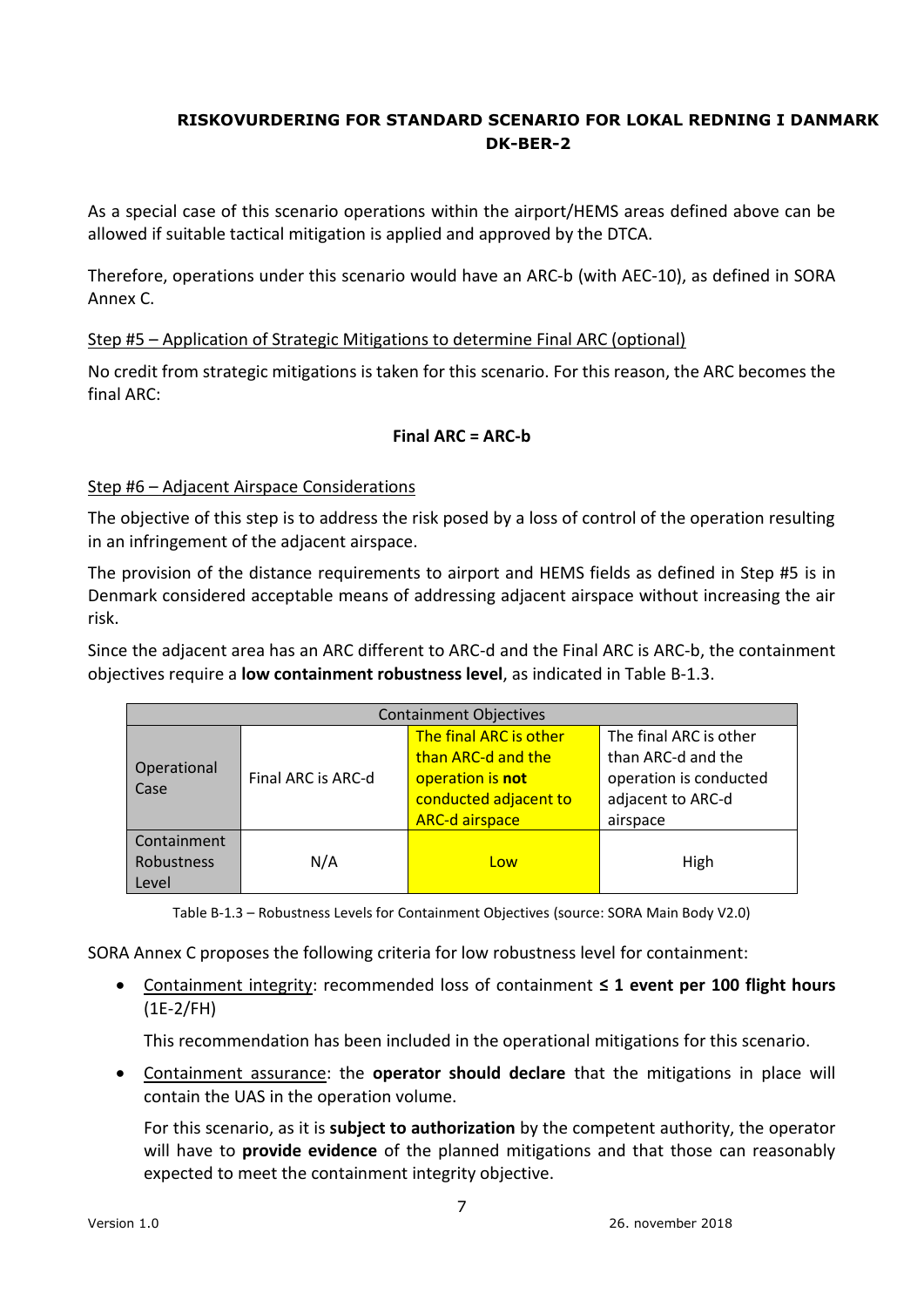As a special case of this scenario operations within the airport/HEMS areas defined above can be allowed if suitable tactical mitigation is applied and approved by the DTCA.

Therefore, operations under this scenario would have an ARC-b (with AEC-10), as defined in SORA Annex C.

Step #5 – Application of Strategic Mitigations to determine Final ARC (optional)

No credit from strategic mitigations is taken for this scenario. For this reason, the ARC becomes the final ARC:

**Final ARC = ARC-b**

Step #6 – Adjacent Airspace Considerations

The objective of this step is to address the risk posed by a loss of control of the operation resulting in an infringement of the adjacent airspace.

The provision of the distance requirements to airport and HEMS fields as defined in Step #5 is in Denmark considered acceptable means of addressing adjacent airspace without increasing the air risk.

Since the adjacent area has an ARC different to ARC-d and the Final ARC is ARC-b, the containment objectives require a **low containment robustness level**, as indicated in Table B-1.3.

| Containment Objectives | | | |
|---|---|---|---|
| Operational Case | Final ARC is ARC-d | The final ARC is other than ARC-d and the operation is **not** conducted adjacent to ARC-d airspace | The final ARC is other than ARC-d and the operation is conducted adjacent to ARC-d airspace |
| Containment Robustness Level | N/A | Low | High |

Table B-1.3 – Robustness Levels for Containment Objectives (source: SORA Main Body V2.0)

SORA Annex C proposes the following criteria for low robustness level for containment:

- Containment integrity: recommended loss of containment **≤ 1 event per 100 flight hours** (1E-2/FH)

  This recommendation has been included in the operational mitigations for this scenario.

- Containment assurance: the **operator should declare** that the mitigations in place will contain the UAS in the operation volume.

  For this scenario, as it is **subject to authorization** by the competent authority, the operator will have to **provide evidence** of the planned mitigations and that those can reasonably expected to meet the containment integrity objective.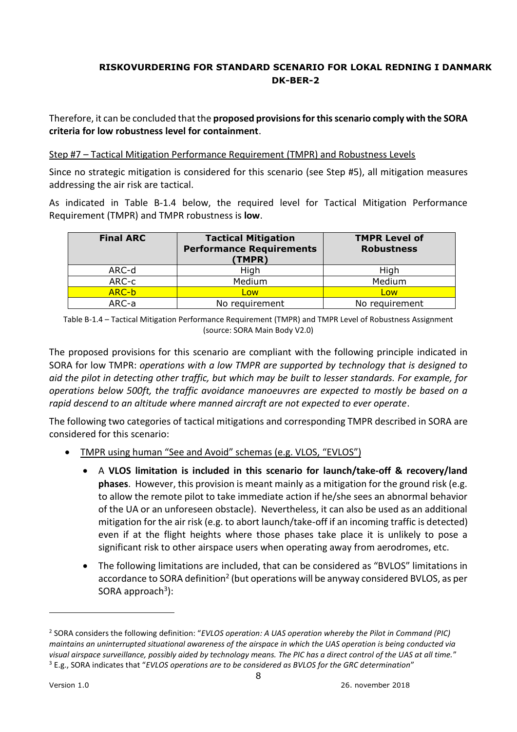Therefore, it can be concluded that the **proposed provisions for this scenario comply with the SORA criteria for low robustness level for containment**.

Step #7 – Tactical Mitigation Performance Requirement (TMPR) and Robustness Levels

Since no strategic mitigation is considered for this scenario (see Step #5), all mitigation measures addressing the air risk are tactical.

As indicated in Table B-1.4 below, the required level for Tactical Mitigation Performance Requirement (TMPR) and TMPR robustness is **low**.

| Final ARC | Tactical Mitigation Performance Requirements (TMPR) | TMPR Level of Robustness |
|---|---|---|
| ARC-d | High | High |
| ARC-c | Medium | Medium |
| ARC-b | Low | Low |
| ARC-a | No requirement | No requirement |

Table B-1.4 – Tactical Mitigation Performance Requirement (TMPR) and TMPR Level of Robustness Assignment (source: SORA Main Body V2.0)

The proposed provisions for this scenario are compliant with the following principle indicated in SORA for low TMPR: *operations with a low TMPR are supported by technology that is designed to aid the pilot in detecting other traffic, but which may be built to lesser standards. For example, for operations below 500ft, the traffic avoidance manoeuvres are expected to mostly be based on a rapid descend to an altitude where manned aircraft are not expected to ever operate*.

The following two categories of tactical mitigations and corresponding TMPR described in SORA are considered for this scenario:

- TMPR using human "See and Avoid" schemas (e.g. VLOS, "EVLOS")
  - A **VLOS limitation is included in this scenario for launch/take-off & recovery/land phases**. However, this provision is meant mainly as a mitigation for the ground risk (e.g. to allow the remote pilot to take immediate action if he/she sees an abnormal behavior of the UA or an unforeseen obstacle). Nevertheless, it can also be used as an additional mitigation for the air risk (e.g. to abort launch/take-off if an incoming traffic is detected) even if at the flight heights where those phases take place it is unlikely to pose a significant risk to other airspace users when operating away from aerodromes, etc.
  - The following limitations are included, that can be considered as "BVLOS" limitations in accordance to SORA definition[2] (but operations will be anyway considered BVLOS, as per SORA approach[3]):

---

[2] SORA considers the following definition: "*EVLOS operation: A UAS operation whereby the Pilot in Command (PIC) maintains an uninterrupted situational awareness of the airspace in which the UAS operation is being conducted via visual airspace surveillance, possibly aided by technology means. The PIC has a direct control of the UAS at all time.*"

[3] E.g., SORA indicates that "*EVLOS operations are to be considered as BVLOS for the GRC determination*"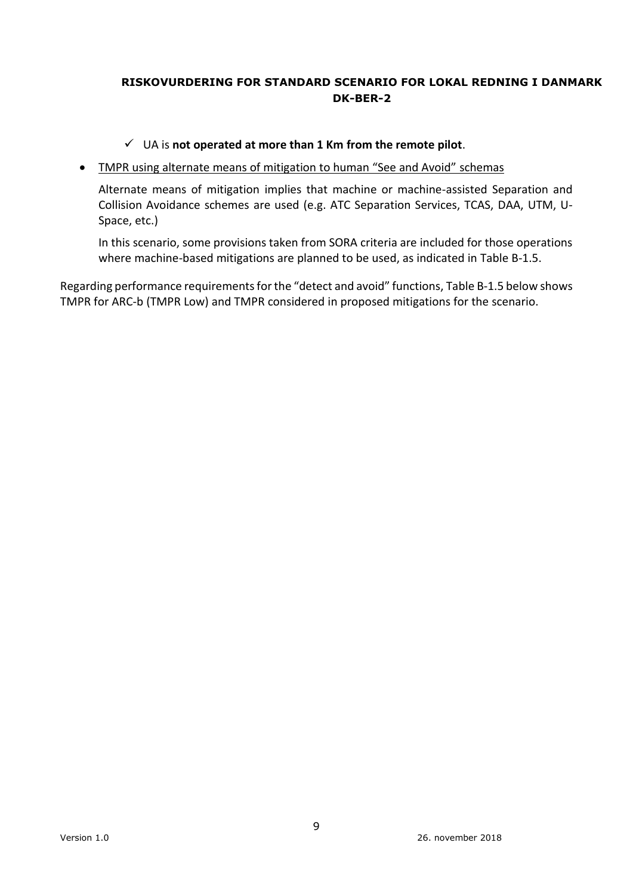- ✓ UA is **not operated at more than 1 Km from the remote pilot**.

- TMPR using alternate means of mitigation to human "See and Avoid" schemas

  Alternate means of mitigation implies that machine or machine-assisted Separation and Collision Avoidance schemes are used (e.g. ATC Separation Services, TCAS, DAA, UTM, U-Space, etc.)

  In this scenario, some provisions taken from SORA criteria are included for those operations where machine-based mitigations are planned to be used, as indicated in Table B-1.5.

Regarding performance requirements for the "detect and avoid" functions, Table B-1.5 below shows TMPR for ARC-b (TMPR Low) and TMPR considered in proposed mitigations for the scenario.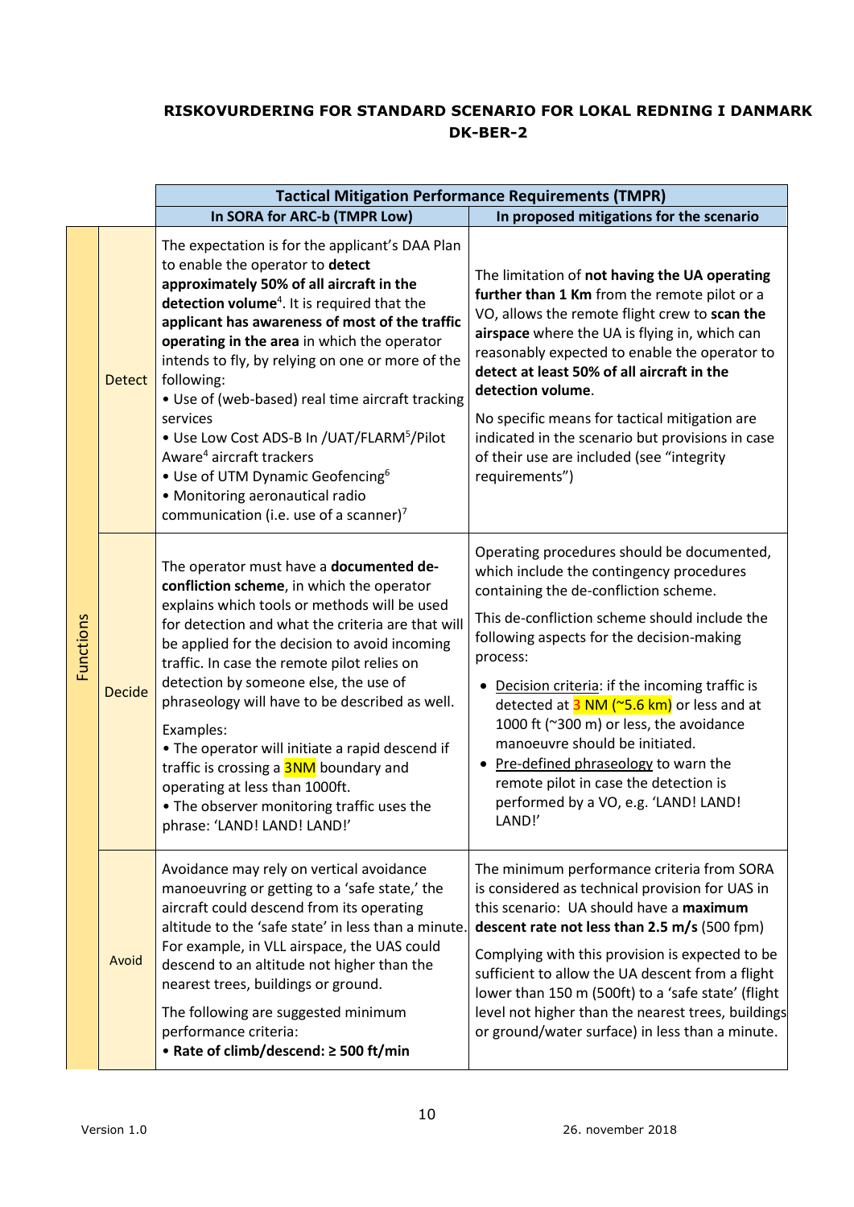**RISKOVURDERING FOR STANDARD SCENARIO FOR LOKAL REDNING I DANMARK DK-BER-2**

| | | Tactical Mitigation Performance Requirements (TMPR) | |
|---|---|---|---|
| | | **In SORA for ARC-b (TMPR Low)** | **In proposed mitigations for the scenario** |
| Functions | Detect | The expectation is for the applicant's DAA Plan to enable the operator to **detect approximately 50% of all aircraft in the detection volume**[4]. It is required that the **applicant has awareness of most of the traffic operating in the area** in which the operator intends to fly, by relying on one or more of the following:<br>• Use of (web-based) real time aircraft tracking services<br>• Use Low Cost ADS-B In /UAT/FLARM[5]/Pilot Aware[4] aircraft trackers<br>• Use of UTM Dynamic Geofencing[6]<br>• Monitoring aeronautical radio communication (i.e. use of a scanner)[7] | The limitation of **not having the UA operating further than 1 Km** from the remote pilot or a VO, allows the remote flight crew to **scan the airspace** where the UA is flying in, which can reasonably expected to enable the operator to **detect at least 50% of all aircraft in the detection volume**.<br><br>No specific means for tactical mitigation are indicated in the scenario but provisions in case of their use are included (see "integrity requirements") |
| Functions | Decide | The operator must have a **documented de-confliction scheme**, in which the operator explains which tools or methods will be used for detection and what the criteria are that will be applied for the decision to avoid incoming traffic. In case the remote pilot relies on detection by someone else, the use of phraseology will have to be described as well.<br><br>Examples:<br>• The operator will initiate a rapid descend if traffic is crossing a 3NM boundary and operating at less than 1000ft.<br>• The observer monitoring traffic uses the phrase: 'LAND! LAND! LAND!' | Operating procedures should be documented, which include the contingency procedures containing the de-confliction scheme.<br><br>This de-confliction scheme should include the following aspects for the decision-making process:<br>• Decision criteria: if the incoming traffic is detected at 3 NM (~5.6 km) or less and at 1000 ft (~300 m) or less, the avoidance manoeuvre should be initiated.<br>• Pre-defined phraseology to warn the remote pilot in case the detection is performed by a VO, e.g. 'LAND! LAND! LAND!' |
| Functions | Avoid | Avoidance may rely on vertical avoidance manoeuvring or getting to a 'safe state,' the aircraft could descend from its operating altitude to the 'safe state' in less than a minute. For example, in VLL airspace, the UAS could descend to an altitude not higher than the nearest trees, buildings or ground.<br><br>The following are suggested minimum performance criteria:<br>• **Rate of climb/descend: ≥ 500 ft/min** | The minimum performance criteria from SORA is considered as technical provision for UAS in this scenario: UA should have a **maximum descent rate not less than 2.5 m/s** (500 fpm)<br><br>Complying with this provision is expected to be sufficient to allow the UA descent from a flight lower than 150 m (500ft) to a 'safe state' (flight level not higher than the nearest trees, buildings or ground/water surface) in less than a minute. |

Version 1.0 — 26. november 2018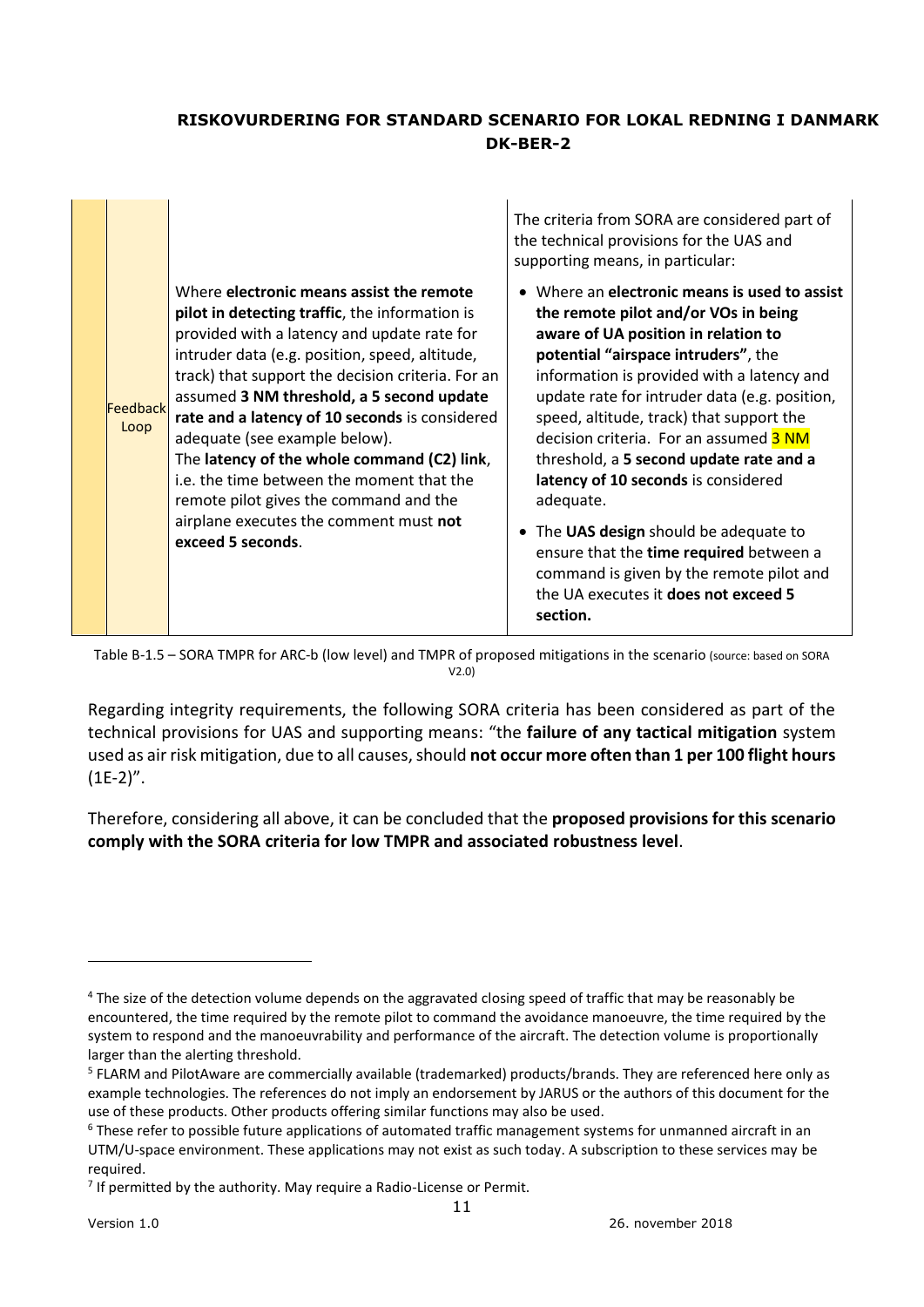| | | | |
|---|---|---|---|
| | Feedback Loop | Where **electronic means assist the remote pilot in detecting traffic**, the information is provided with a latency and update rate for intruder data (e.g. position, speed, altitude, track) that support the decision criteria. For an assumed **3 NM threshold, a 5 second update rate and a latency of 10 seconds** is considered adequate (see example below).<br>The **latency of the whole command (C2) link**, i.e. the time between the moment that the remote pilot gives the command and the airplane executes the comment must **not exceed 5 seconds**. | The criteria from SORA are considered part of the technical provisions for the UAS and supporting means, in particular:<br>• Where an **electronic means is used to assist the remote pilot and/or VOs in being aware of UA position in relation to potential "airspace intruders"**, the information is provided with a latency and update rate for intruder data (e.g. position, speed, altitude, track) that support the decision criteria. For an assumed 3 NM threshold, a **5 second update rate and a latency of 10 seconds** is considered adequate.<br>• The **UAS design** should be adequate to ensure that the **time required** between a command is given by the remote pilot and the UA executes it **does not exceed 5 section.** |

Table B-1.5 – SORA TMPR for ARC-b (low level) and TMPR of proposed mitigations in the scenario (source: based on SORA V2.0)

Regarding integrity requirements, the following SORA criteria has been considered as part of the technical provisions for UAS and supporting means: "the **failure of any tactical mitigation** system used as air risk mitigation, due to all causes, should **not occur more often than 1 per 100 flight hours** (1E-2)".

Therefore, considering all above, it can be concluded that the **proposed provisions for this scenario comply with the SORA criteria for low TMPR and associated robustness level**.

---

[4] The size of the detection volume depends on the aggravated closing speed of traffic that may be reasonably be encountered, the time required by the remote pilot to command the avoidance manoeuvre, the time required by the system to respond and the manoeuvrability and performance of the aircraft. The detection volume is proportionally larger than the alerting threshold.

[5] FLARM and PilotAware are commercially available (trademarked) products/brands. They are referenced here only as example technologies. The references do not imply an endorsement by JARUS or the authors of this document for the use of these products. Other products offering similar functions may also be used.

[6] These refer to possible future applications of automated traffic management systems for unmanned aircraft in an UTM/U-space environment. These applications may not exist as such today. A subscription to these services may be required.

[7] If permitted by the authority. May require a Radio-License or Permit.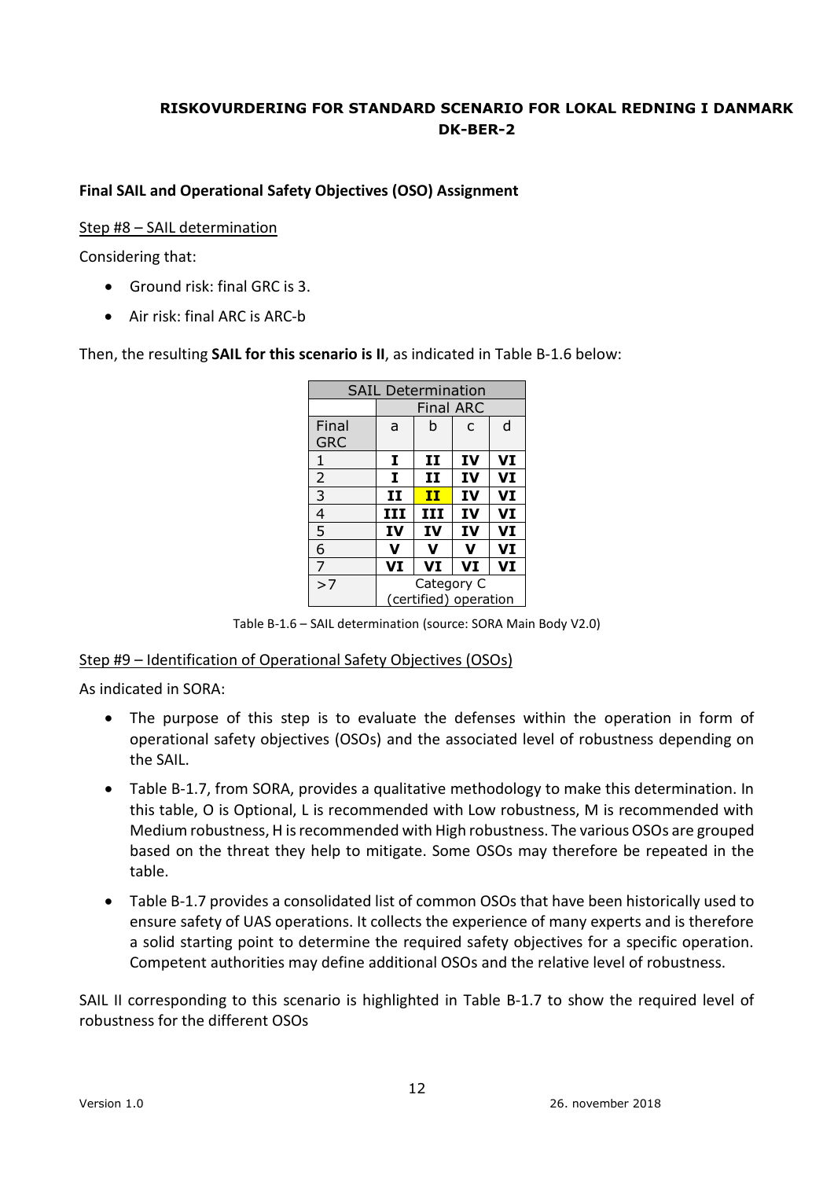**RISKOVURDERING FOR STANDARD SCENARIO FOR LOKAL REDNING I DANMARK DK-BER-2**

## Final SAIL and Operational Safety Objectives (OSO) Assignment

Step #8 – SAIL determination

Considering that:

- Ground risk: final GRC is 3.
- Air risk: final ARC is ARC-b

Then, the resulting **SAIL for this scenario is II**, as indicated in Table B-1.6 below:

| SAIL Determination | | | | |
|---|---|---|---|---|
| | Final ARC | | | |
| Final GRC | a | b | c | d |
| 1 | **I** | **II** | **IV** | **VI** |
| 2 | **I** | **II** | **IV** | **VI** |
| 3 | **II** | **II** | **IV** | **VI** |
| 4 | **III** | **III** | **IV** | **VI** |
| 5 | **IV** | **IV** | **IV** | **VI** |
| 6 | **V** | **V** | **V** | **VI** |
| 7 | **VI** | **VI** | **VI** | **VI** |
| >7 | Category C (certified) operation | | | |

Table B-1.6 – SAIL determination (source: SORA Main Body V2.0)

Step #9 – Identification of Operational Safety Objectives (OSOs)

As indicated in SORA:

- The purpose of this step is to evaluate the defenses within the operation in form of operational safety objectives (OSOs) and the associated level of robustness depending on the SAIL.
- Table B-1.7, from SORA, provides a qualitative methodology to make this determination. In this table, O is Optional, L is recommended with Low robustness, M is recommended with Medium robustness, H is recommended with High robustness. The various OSOs are grouped based on the threat they help to mitigate. Some OSOs may therefore be repeated in the table.
- Table B-1.7 provides a consolidated list of common OSOs that have been historically used to ensure safety of UAS operations. It collects the experience of many experts and is therefore a solid starting point to determine the required safety objectives for a specific operation. Competent authorities may define additional OSOs and the relative level of robustness.

SAIL II corresponding to this scenario is highlighted in Table B-1.7 to show the required level of robustness for the different OSOs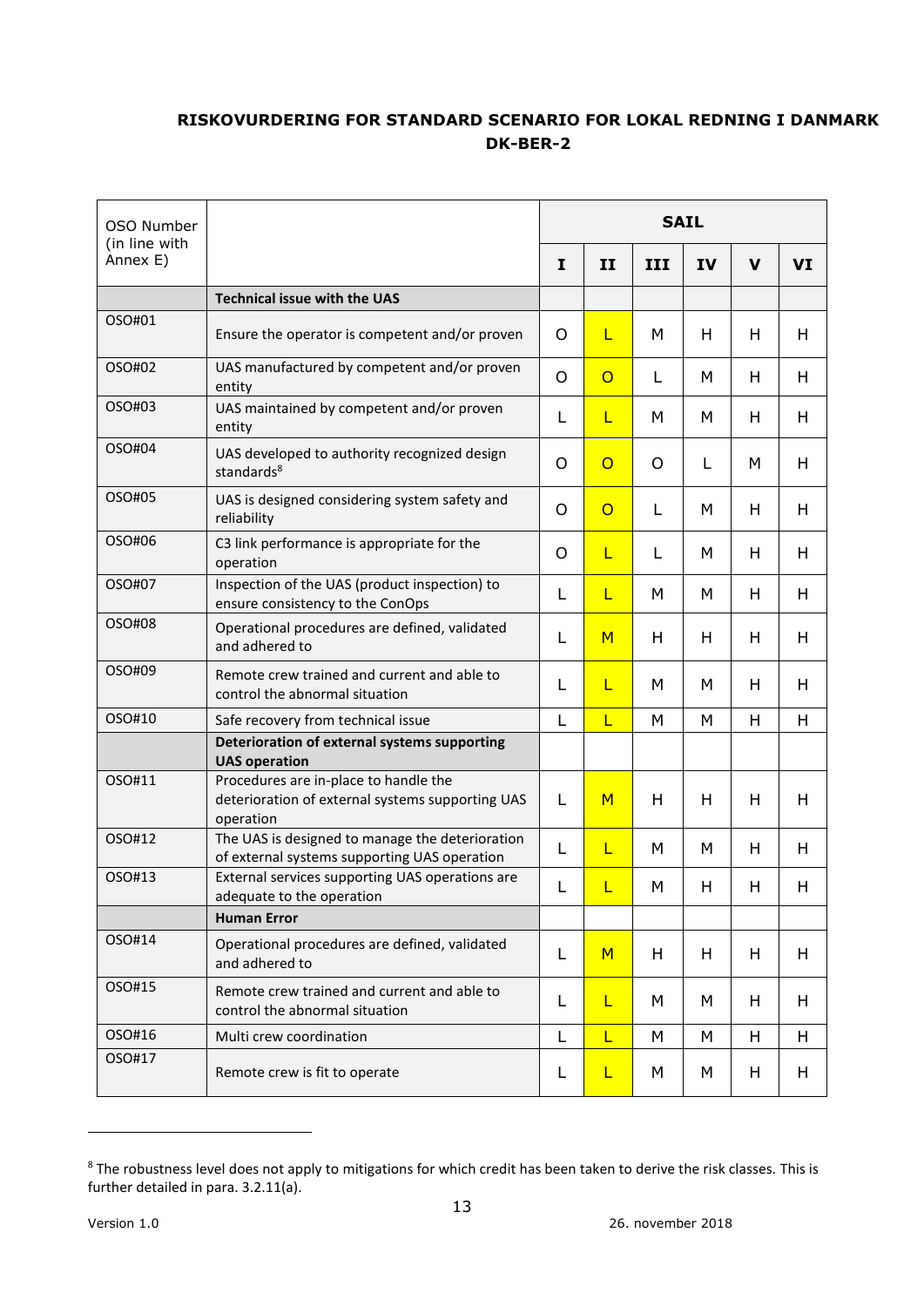## RISKOVURDERING FOR STANDARD SCENARIO FOR LOKAL REDNING I DANMARK DK-BER-2

| OSO Number (in line with Annex E) | | SAIL | | | | | |
|---|---|---|---|---|---|---|---|
| | | **I** | **II** | **III** | **IV** | **V** | **VI** |
| | **Technical issue with the UAS** | | | | | | |
| OSO#01 | Ensure the operator is competent and/or proven | O | L | M | H | H | H |
| OSO#02 | UAS manufactured by competent and/or proven entity | O | O | L | M | H | H |
| OSO#03 | UAS maintained by competent and/or proven entity | L | L | M | M | H | H |
| OSO#04 | UAS developed to authority recognized design standards[8] | O | O | O | L | M | H |
| OSO#05 | UAS is designed considering system safety and reliability | O | O | L | M | H | H |
| OSO#06 | C3 link performance is appropriate for the operation | O | L | L | M | H | H |
| OSO#07 | Inspection of the UAS (product inspection) to ensure consistency to the ConOps | L | L | M | M | H | H |
| OSO#08 | Operational procedures are defined, validated and adhered to | L | M | H | H | H | H |
| OSO#09 | Remote crew trained and current and able to control the abnormal situation | L | L | M | M | H | H |
| OSO#10 | Safe recovery from technical issue | L | L | M | M | H | H |
| | **Deterioration of external systems supporting UAS operation** | | | | | | |
| OSO#11 | Procedures are in-place to handle the deterioration of external systems supporting UAS operation | L | M | H | H | H | H |
| OSO#12 | The UAS is designed to manage the deterioration of external systems supporting UAS operation | L | L | M | M | H | H |
| OSO#13 | External services supporting UAS operations are adequate to the operation | L | L | M | H | H | H |
| | **Human Error** | | | | | | |
| OSO#14 | Operational procedures are defined, validated and adhered to | L | M | H | H | H | H |
| OSO#15 | Remote crew trained and current and able to control the abnormal situation | L | L | M | M | H | H |
| OSO#16 | Multi crew coordination | L | L | M | M | H | H |
| OSO#17 | Remote crew is fit to operate | L | L | M | M | H | H |

[8] The robustness level does not apply to mitigations for which credit has been taken to derive the risk classes. This is further detailed in para. 3.2.11(a).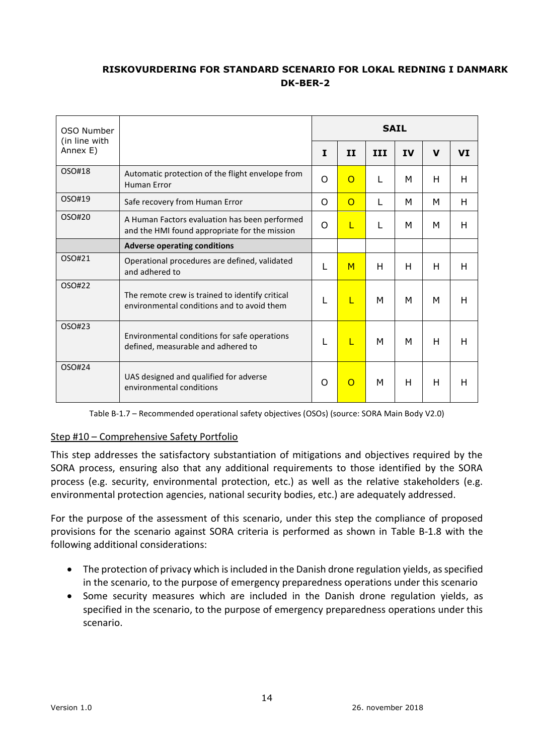| OSO Number (in line with Annex E) | | SAIL | | | | | |
|---|---|---|---|---|---|---|---|
| | | **I** | **II** | **III** | **IV** | **V** | **VI** |
| OSO#18 | Automatic protection of the flight envelope from Human Error | O | O | L | M | H | H |
| OSO#19 | Safe recovery from Human Error | O | O | L | M | M | H |
| OSO#20 | A Human Factors evaluation has been performed and the HMI found appropriate for the mission | O | L | L | M | M | H |
| | **Adverse operating conditions** | | | | | | |
| OSO#21 | Operational procedures are defined, validated and adhered to | L | M | H | H | H | H |
| OSO#22 | The remote crew is trained to identify critical environmental conditions and to avoid them | L | L | M | M | M | H |
| OSO#23 | Environmental conditions for safe operations defined, measurable and adhered to | L | L | M | M | H | H |
| OSO#24 | UAS designed and qualified for adverse environmental conditions | O | O | M | H | H | H |

Table B-1.7 – Recommended operational safety objectives (OSOs) (source: SORA Main Body V2.0)

### Step #10 – Comprehensive Safety Portfolio

This step addresses the satisfactory substantiation of mitigations and objectives required by the SORA process, ensuring also that any additional requirements to those identified by the SORA process (e.g. security, environmental protection, etc.) as well as the relative stakeholders (e.g. environmental protection agencies, national security bodies, etc.) are adequately addressed.

For the purpose of the assessment of this scenario, under this step the compliance of proposed provisions for the scenario against SORA criteria is performed as shown in Table B-1.8 with the following additional considerations:

- The protection of privacy which is included in the Danish drone regulation yields, as specified in the scenario, to the purpose of emergency preparedness operations under this scenario
- Some security measures which are included in the Danish drone regulation yields, as specified in the scenario, to the purpose of emergency preparedness operations under this scenario.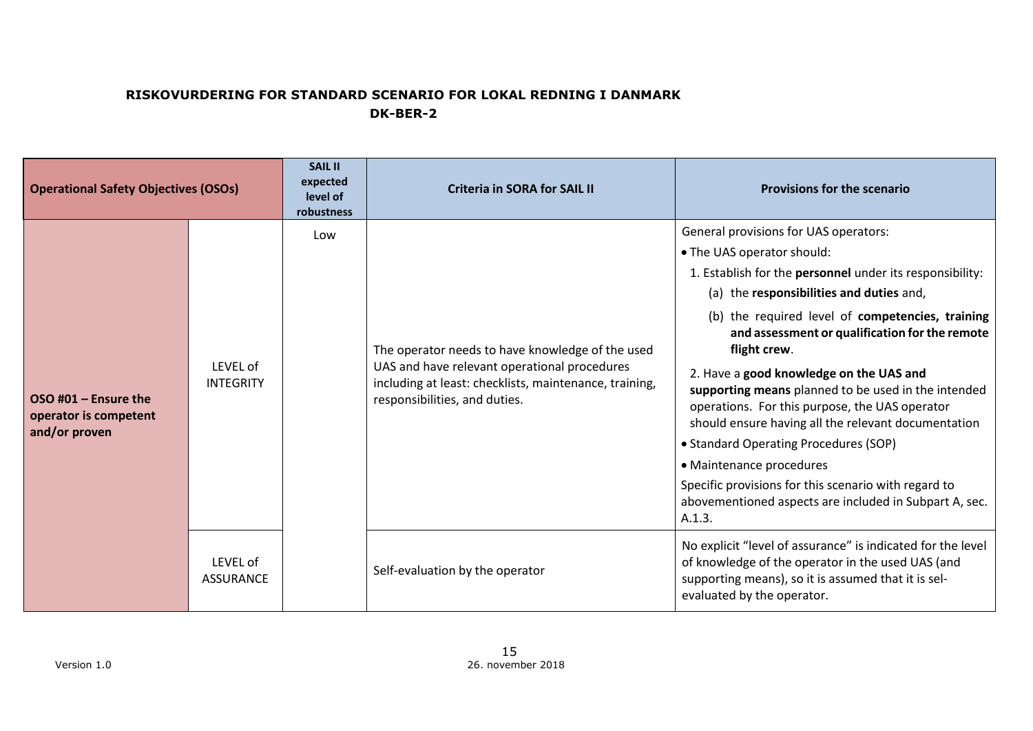**RISKOVURDERING FOR STANDARD SCENARIO FOR LOKAL REDNING I DANMARK**
**DK-BER-2**

| Operational Safety Objectives (OSOs) | | SAIL II expected level of robustness | Criteria in SORA for SAIL II | Provisions for the scenario |
|---|---|---|---|---|
| **OSO #01 – Ensure the operator is competent and/or proven** | LEVEL of INTEGRITY | Low | The operator needs to have knowledge of the used UAS and have relevant operational procedures including at least: checklists, maintenance, training, responsibilities, and duties. | General provisions for UAS operators:<br>• The UAS operator should:<br>1. Establish for the **personnel** under its responsibility:<br>(a) the **responsibilities and duties** and,<br>(b) the required level of **competencies, training and assessment or qualification for the remote flight crew**.<br>2. Have a **good knowledge on the UAS and supporting means** planned to be used in the intended operations. For this purpose, the UAS operator should ensure having all the relevant documentation<br>• Standard Operating Procedures (SOP)<br>• Maintenance procedures<br>Specific provisions for this scenario with regard to abovementioned aspects are included in Subpart A, sec. A.1.3. |
| | LEVEL of ASSURANCE | | Self-evaluation by the operator | No explicit "level of assurance" is indicated for the level of knowledge of the operator in the used UAS (and supporting means), so it is assumed that it is sel-evaluated by the operator. |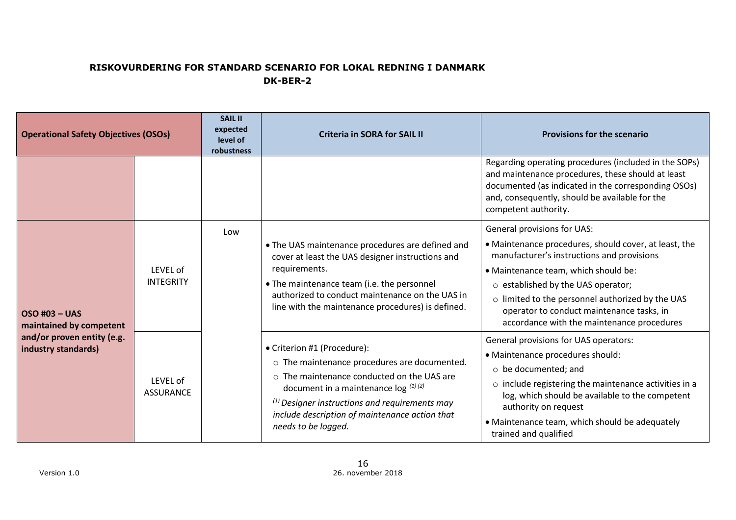**RISKOVURDERING FOR STANDARD SCENARIO FOR LOKAL REDNING I DANMARK**
**DK-BER-2**

| Operational Safety Objectives (OSOs) | | SAIL II expected level of robustness | Criteria in SORA for SAIL II | Provisions for the scenario |
|---|---|---|---|---|
| | | | | Regarding operating procedures (included in the SOPs) and maintenance procedures, these should at least documented (as indicated in the corresponding OSOs) and, consequently, should be available for the competent authority. |
| **OSO #03 – UAS maintained by competent and/or proven entity (e.g. industry standards)** | LEVEL of INTEGRITY | Low | • The UAS maintenance procedures are defined and cover at least the UAS designer instructions and requirements.<br>• The maintenance team (i.e. the personnel authorized to conduct maintenance on the UAS in line with the maintenance procedures) is defined. | General provisions for UAS:<br>• Maintenance procedures, should cover, at least, the manufacturer's instructions and provisions<br>• Maintenance team, which should be:<br>○ established by the UAS operator;<br>○ limited to the personnel authorized by the UAS operator to conduct maintenance tasks, in accordance with the maintenance procedures |
| | LEVEL of ASSURANCE | | • Criterion #1 (Procedure):<br>○ The maintenance procedures are documented.<br>○ The maintenance conducted on the UAS are document in a maintenance log *(1) (2)*<br>*(1) Designer instructions and requirements may include description of maintenance action that needs to be logged.* | General provisions for UAS operators:<br>• Maintenance procedures should:<br>○ be documented; and<br>○ include registering the maintenance activities in a log, which should be available to the competent authority on request<br>• Maintenance team, which should be adequately trained and qualified |

Version 1.0

26. november 2018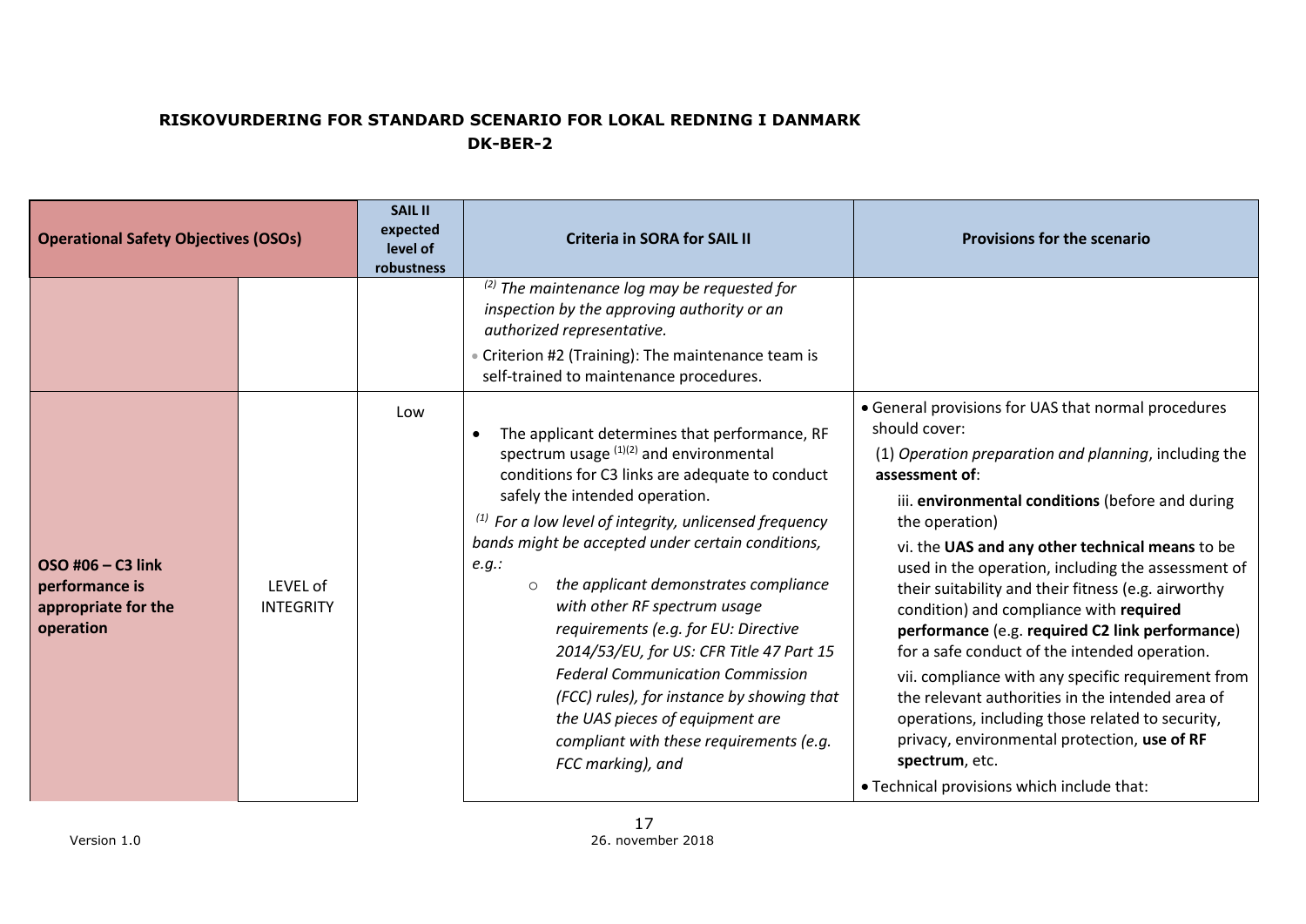**RISKOVURDERING FOR STANDARD SCENARIO FOR LOKAL REDNING I DANMARK**
**DK-BER-2**

| Operational Safety Objectives (OSOs) | | SAIL II expected level of robustness | Criteria in SORA for SAIL II | Provisions for the scenario |
|---|---|---|---|---|
| | | | *[2] The maintenance log may be requested for inspection by the approving authority or an authorized representative.*<br>• Criterion #2 (Training): The maintenance team is self-trained to maintenance procedures. | |
| **OSO #06 – C3 link performance is appropriate for the operation** | LEVEL of INTEGRITY | Low | • The applicant determines that performance, RF spectrum usage [1][2] and environmental conditions for C3 links are adequate to conduct safely the intended operation.<br>*[1] For a low level of integrity, unlicensed frequency bands might be accepted under certain conditions, e.g.:*<br>○ *the applicant demonstrates compliance with other RF spectrum usage requirements (e.g. for EU: Directive 2014/53/EU, for US: CFR Title 47 Part 15 Federal Communication Commission (FCC) rules), for instance by showing that the UAS pieces of equipment are compliant with these requirements (e.g. FCC marking), and* | • General provisions for UAS that normal procedures should cover:<br>(1) *Operation preparation and planning*, including the **assessment of**:<br>iii. **environmental conditions** (before and during the operation)<br>vi. the **UAS and any other technical means** to be used in the operation, including the assessment of their suitability and their fitness (e.g. airworthy condition) and compliance with **required performance** (e.g. **required C2 link performance**) for a safe conduct of the intended operation.<br>vii. compliance with any specific requirement from the relevant authorities in the intended area of operations, including those related to security, privacy, environmental protection, **use of RF spectrum**, etc.<br>• Technical provisions which include that: |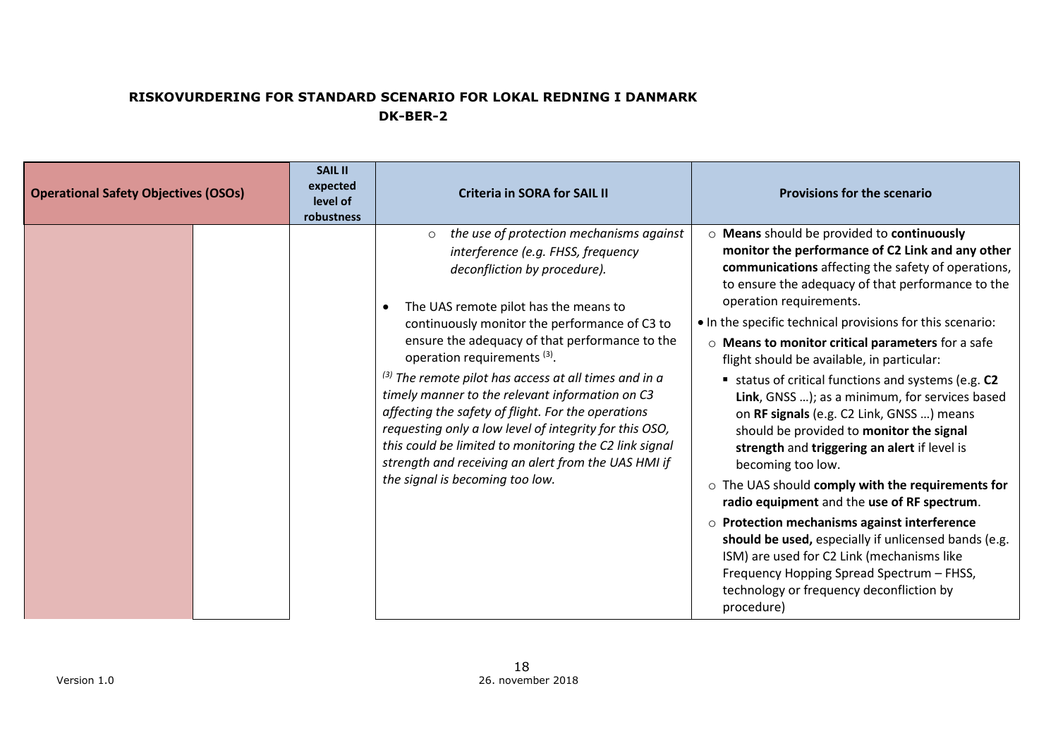**RISKOVURDERING FOR STANDARD SCENARIO FOR LOKAL REDNING I DANMARK**
**DK-BER-2**

| Operational Safety Objectives (OSOs) | | SAIL II expected level of robustness | Criteria in SORA for SAIL II | Provisions for the scenario |
|---|---|---|---|---|
| | | | ○ *the use of protection mechanisms against interference (e.g. FHSS, frequency deconfliction by procedure).*<br><br>• The UAS remote pilot has the means to continuously monitor the performance of C3 to ensure the adequacy of that performance to the operation requirements [3].<br><br>*[3] The remote pilot has access at all times and in a timely manner to the relevant information on C3 affecting the safety of flight. For the operations requesting only a low level of integrity for this OSO, this could be limited to monitoring the C2 link signal strength and receiving an alert from the UAS HMI if the signal is becoming too low.* | ○ **Means** should be provided to **continuously monitor the performance of C2 Link and any other communications** affecting the safety of operations, to ensure the adequacy of that performance to the operation requirements.<br>• In the specific technical provisions for this scenario:<br>○ **Means to monitor critical parameters** for a safe flight should be available, in particular:<br>▪ status of critical functions and systems (e.g. **C2 Link**, GNSS …); as a minimum, for services based on **RF signals** (e.g. C2 Link, GNSS …) means should be provided to **monitor the signal strength** and **triggering an alert** if level is becoming too low.<br>○ The UAS should **comply with the requirements for radio equipment** and the **use of RF spectrum**.<br>○ **Protection mechanisms against interference should be used,** especially if unlicensed bands (e.g. ISM) are used for C2 Link (mechanisms like Frequency Hopping Spread Spectrum – FHSS, technology or frequency deconfliction by procedure) |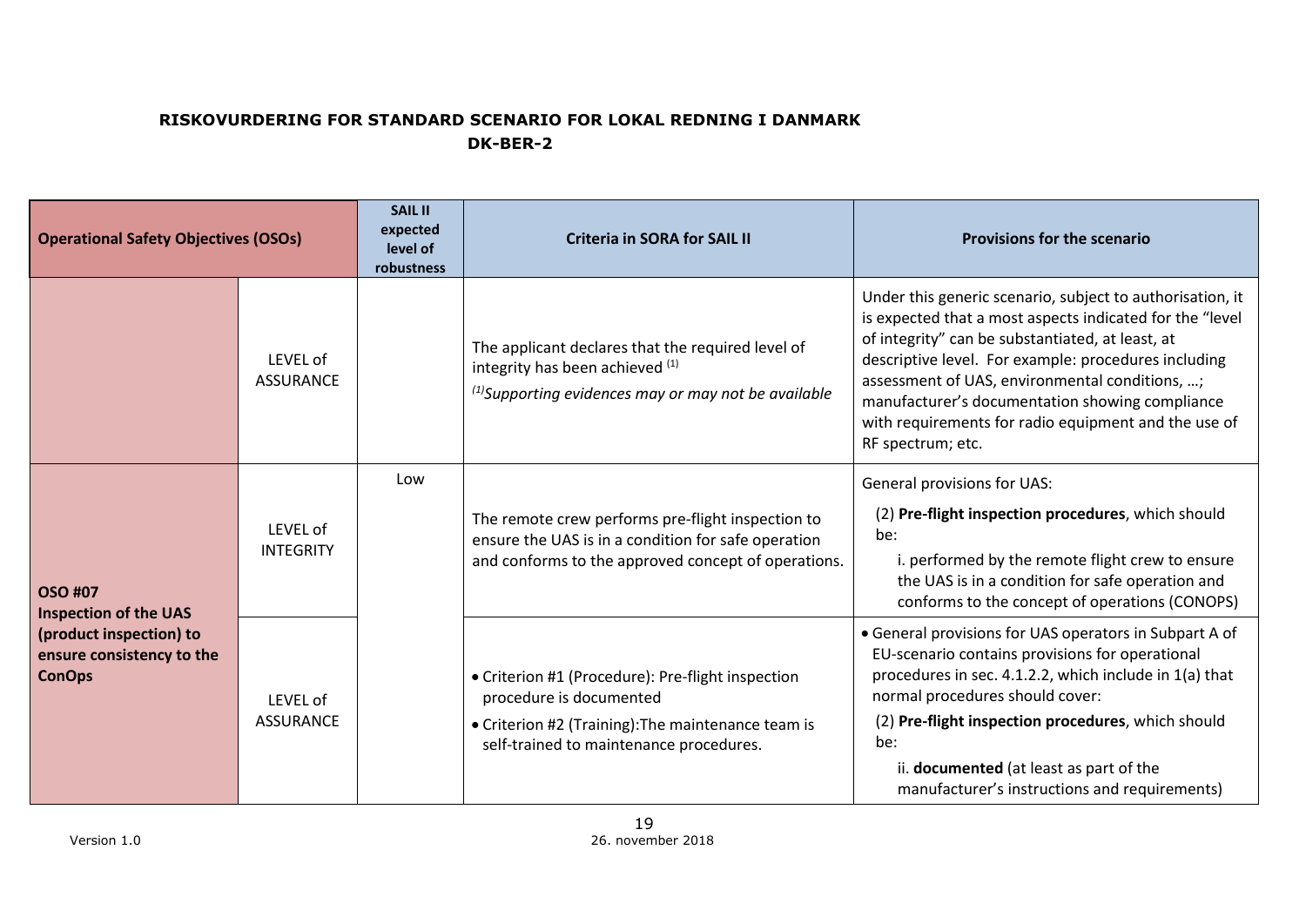**RISKOVURDERING FOR STANDARD SCENARIO FOR LOKAL REDNING I DANMARK**
**DK-BER-2**

| Operational Safety Objectives (OSOs) | | SAIL II expected level of robustness | Criteria in SORA for SAIL II | Provisions for the scenario |
|---|---|---|---|---|
| | LEVEL of ASSURANCE | | The applicant declares that the required level of integrity has been achieved [(1)]<br>*[(1)]Supporting evidences may or may not be available* | Under this generic scenario, subject to authorisation, it is expected that a most aspects indicated for the "level of integrity" can be substantiated, at least, at descriptive level. For example: procedures including assessment of UAS, environmental conditions, …; manufacturer's documentation showing compliance with requirements for radio equipment and the use of RF spectrum; etc. |
| **OSO #07 Inspection of the UAS (product inspection) to ensure consistency to the ConOps** | LEVEL of INTEGRITY | Low | The remote crew performs pre-flight inspection to ensure the UAS is in a condition for safe operation and conforms to the approved concept of operations. | General provisions for UAS:<br>(2) **Pre-flight inspection procedures**, which should be:<br>i. performed by the remote flight crew to ensure the UAS is in a condition for safe operation and conforms to the concept of operations (CONOPS) |
| | LEVEL of ASSURANCE | | • Criterion #1 (Procedure): Pre-flight inspection procedure is documented<br>• Criterion #2 (Training):The maintenance team is self-trained to maintenance procedures. | • General provisions for UAS operators in Subpart A of EU-scenario contains provisions for operational procedures in sec. 4.1.2.2, which include in 1(a) that normal procedures should cover:<br>(2) **Pre-flight inspection procedures**, which should be:<br>ii. **documented** (at least as part of the manufacturer's instructions and requirements) |

Version 1.0 26. november 2018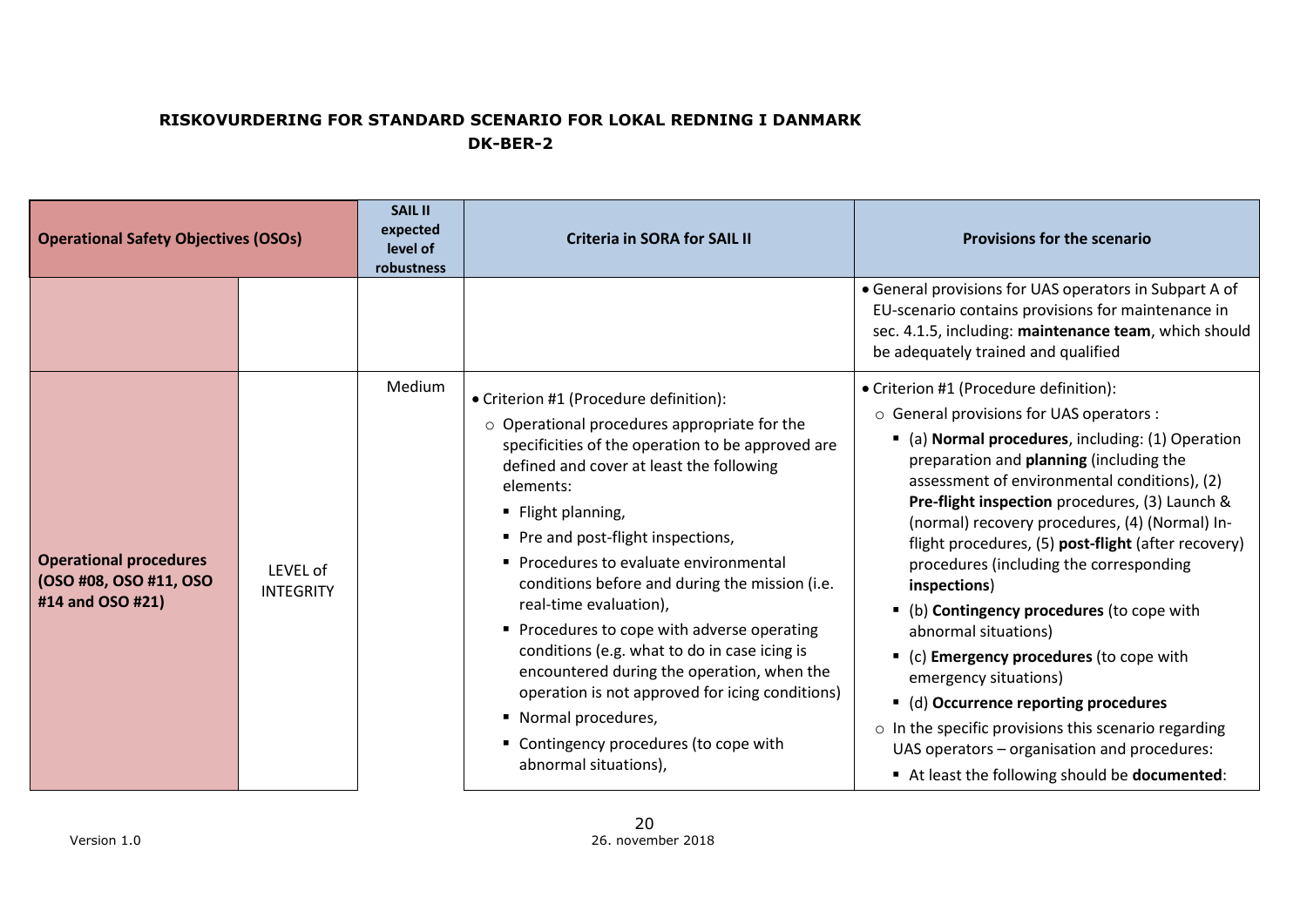**RISKOVURDERING FOR STANDARD SCENARIO FOR LOKAL REDNING I DANMARK**
**DK-BER-2**

| Operational Safety Objectives (OSOs) | | SAIL II expected level of robustness | Criteria in SORA for SAIL II | Provisions for the scenario |
|---|---|---|---|---|
| | | | | • General provisions for UAS operators in Subpart A of EU-scenario contains provisions for maintenance in sec. 4.1.5, including: **maintenance team**, which should be adequately trained and qualified |
| **Operational procedures (OSO #08, OSO #11, OSO #14 and OSO #21)** | LEVEL of INTEGRITY | Medium | • Criterion #1 (Procedure definition):<br>○ Operational procedures appropriate for the specificities of the operation to be approved are defined and cover at least the following elements:<br>▪ Flight planning,<br>▪ Pre and post-flight inspections,<br>▪ Procedures to evaluate environmental conditions before and during the mission (i.e. real-time evaluation),<br>▪ Procedures to cope with adverse operating conditions (e.g. what to do in case icing is encountered during the operation, when the operation is not approved for icing conditions)<br>▪ Normal procedures,<br>▪ Contingency procedures (to cope with abnormal situations), | • Criterion #1 (Procedure definition):<br>○ General provisions for UAS operators :<br>▪ (a) **Normal procedures**, including: (1) Operation preparation and **planning** (including the assessment of environmental conditions), (2) **Pre-flight inspection** procedures, (3) Launch & (normal) recovery procedures, (4) (Normal) In-flight procedures, (5) **post-flight** (after recovery) procedures (including the corresponding **inspections**)<br>▪ (b) **Contingency procedures** (to cope with abnormal situations)<br>▪ (c) **Emergency procedures** (to cope with emergency situations)<br>▪ (d) **Occurrence reporting procedures**<br>○ In the specific provisions this scenario regarding UAS operators – organisation and procedures:<br>▪ At least the following should be **documented**: |

Version 1.0

26. november 2018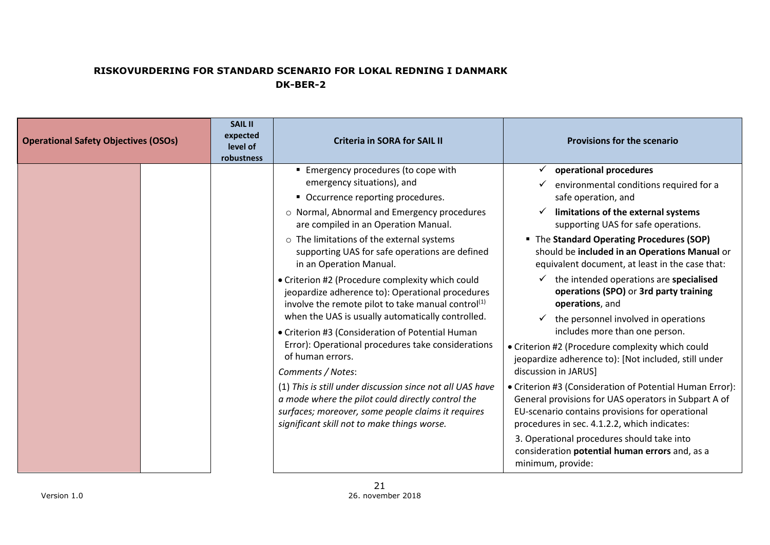**RISKOVURDERING FOR STANDARD SCENARIO FOR LOKAL REDNING I DANMARK**
**DK-BER-2**

| Operational Safety Objectives (OSOs) | | SAIL II expected level of robustness | Criteria in SORA for SAIL II | Provisions for the scenario |
|---|---|---|---|---|
| | | | ▪ Emergency procedures (to cope with emergency situations), and<br>▪ Occurrence reporting procedures.<br>○ Normal, Abnormal and Emergency procedures are compiled in an Operation Manual.<br>○ The limitations of the external systems supporting UAS for safe operations are defined in an Operation Manual.<br>• Criterion #2 (Procedure complexity which could jeopardize adherence to): Operational procedures involve the remote pilot to take manual control[(1)] when the UAS is usually automatically controlled.<br>• Criterion #3 (Consideration of Potential Human Error): Operational procedures take considerations of human errors.<br>*Comments / Notes*:<br>(1) *This is still under discussion since not all UAS have a mode where the pilot could directly control the surfaces; moreover, some people claims it requires significant skill not to make things worse.* | ✓ **operational procedures**<br>✓ environmental conditions required for a safe operation, and<br>✓ **limitations of the external systems** supporting UAS for safe operations.<br>▪ The **Standard Operating Procedures (SOP)** should be **included in an Operations Manual** or equivalent document, at least in the case that:<br>✓ the intended operations are **specialised operations (SPO)** or **3rd party training operations**, and<br>✓ the personnel involved in operations includes more than one person.<br>• Criterion #2 (Procedure complexity which could jeopardize adherence to): [Not included, still under discussion in JARUS]<br>• Criterion #3 (Consideration of Potential Human Error): General provisions for UAS operators in Subpart A of EU-scenario contains provisions for operational procedures in sec. 4.1.2.2, which indicates:<br>3. Operational procedures should take into consideration **potential human errors** and, as a minimum, provide: |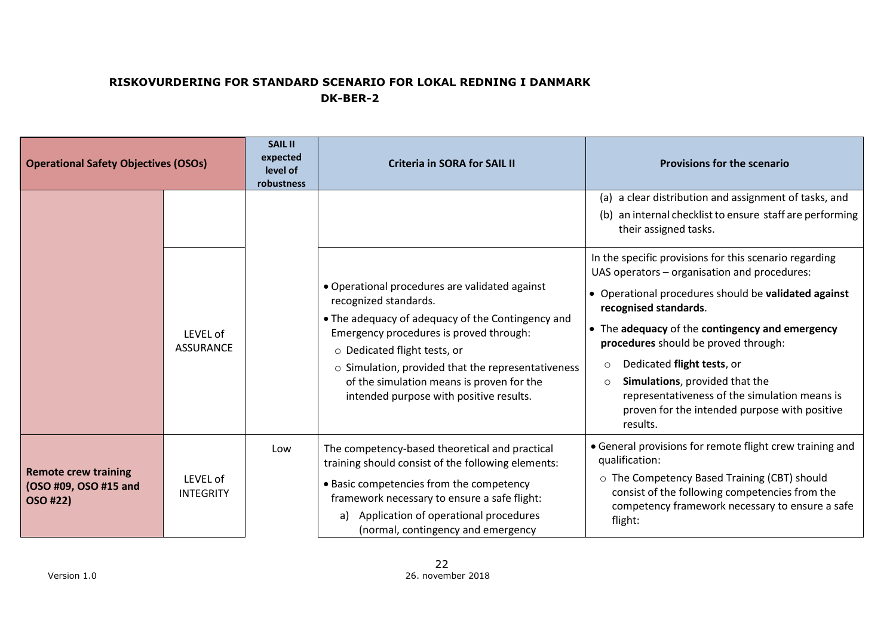**RISKOVURDERING FOR STANDARD SCENARIO FOR LOKAL REDNING I DANMARK**
**DK-BER-2**

| Operational Safety Objectives (OSOs) | | SAIL II expected level of robustness | Criteria in SORA for SAIL II | Provisions for the scenario |
|---|---|---|---|---|
| | | | | (a) a clear distribution and assignment of tasks, and<br>(b) an internal checklist to ensure staff are performing their assigned tasks. |
| | LEVEL of ASSURANCE | | • Operational procedures are validated against recognized standards.<br>• The adequacy of adequacy of the Contingency and Emergency procedures is proved through:<br>○ Dedicated flight tests, or<br>○ Simulation, provided that the representativeness of the simulation means is proven for the intended purpose with positive results. | In the specific provisions for this scenario regarding UAS operators – organisation and procedures:<br>• Operational procedures should be **validated against recognised standards**.<br>• The **adequacy** of the **contingency and emergency procedures** should be proved through:<br>○ Dedicated **flight tests**, or<br>○ **Simulations**, provided that the representativeness of the simulation means is proven for the intended purpose with positive results. |
| **Remote crew training (OSO #09, OSO #15 and OSO #22)** | LEVEL of INTEGRITY | Low | The competency-based theoretical and practical training should consist of the following elements:<br>• Basic competencies from the competency framework necessary to ensure a safe flight:<br>a) Application of operational procedures (normal, contingency and emergency | • General provisions for remote flight crew training and qualification:<br>○ The Competency Based Training (CBT) should consist of the following competencies from the competency framework necessary to ensure a safe flight: |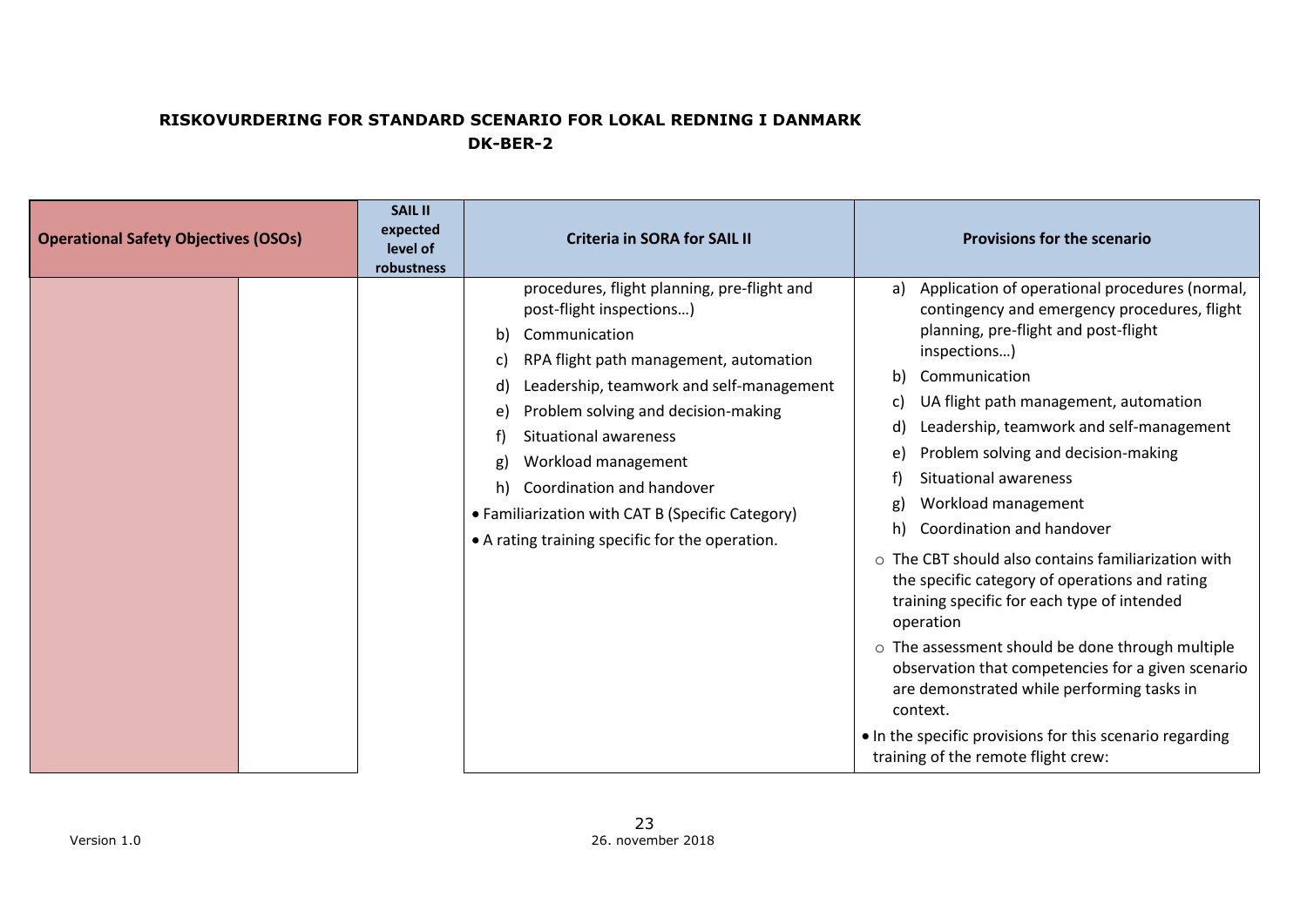**RISKOVURDERING FOR STANDARD SCENARIO FOR LOKAL REDNING I DANMARK**
**DK-BER-2**

| Operational Safety Objectives (OSOs) | | SAIL II expected level of robustness | Criteria in SORA for SAIL II | Provisions for the scenario |
|---|---|---|---|---|
| | | | procedures, flight planning, pre-flight and post-flight inspections…)<br>b) Communication<br>c) RPA flight path management, automation<br>d) Leadership, teamwork and self-management<br>e) Problem solving and decision-making<br>f) Situational awareness<br>g) Workload management<br>h) Coordination and handover<br>• Familiarization with CAT B (Specific Category)<br>• A rating training specific for the operation. | a) Application of operational procedures (normal, contingency and emergency procedures, flight planning, pre-flight and post-flight inspections…)<br>b) Communication<br>c) UA flight path management, automation<br>d) Leadership, teamwork and self-management<br>e) Problem solving and decision-making<br>f) Situational awareness<br>g) Workload management<br>h) Coordination and handover<br>○ The CBT should also contains familiarization with the specific category of operations and rating training specific for each type of intended operation<br>○ The assessment should be done through multiple observation that competencies for a given scenario are demonstrated while performing tasks in context.<br>• In the specific provisions for this scenario regarding training of the remote flight crew: |

Version 1.0

26. november 2018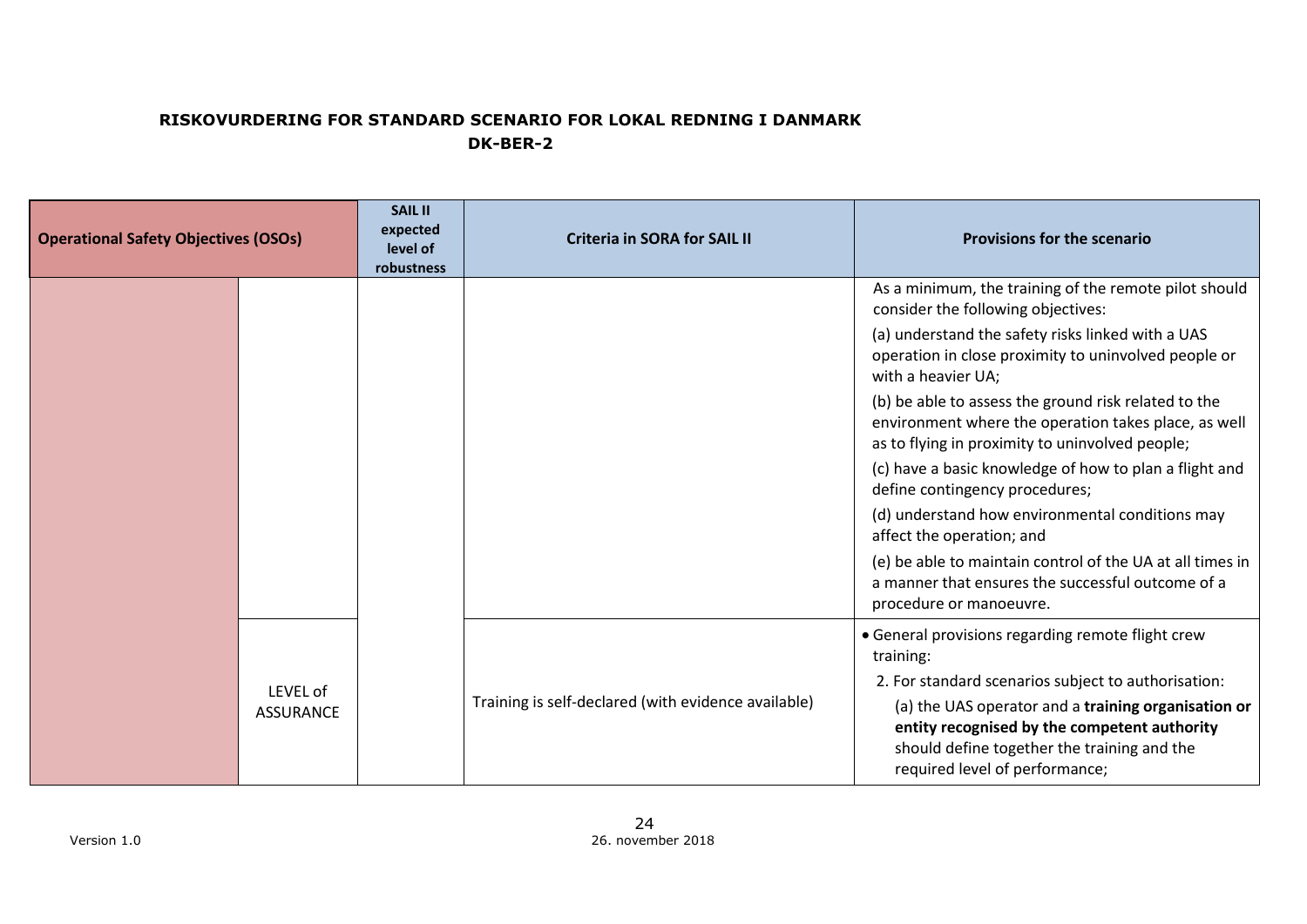**RISKOVURDERING FOR STANDARD SCENARIO FOR LOKAL REDNING I DANMARK**
**DK-BER-2**

| Operational Safety Objectives (OSOs) | | SAIL II expected level of robustness | Criteria in SORA for SAIL II | Provisions for the scenario |
|---|---|---|---|---|
| | | | | As a minimum, the training of the remote pilot should consider the following objectives:<br>(a) understand the safety risks linked with a UAS operation in close proximity to uninvolved people or with a heavier UA;<br>(b) be able to assess the ground risk related to the environment where the operation takes place, as well as to flying in proximity to uninvolved people;<br>(c) have a basic knowledge of how to plan a flight and define contingency procedures;<br>(d) understand how environmental conditions may affect the operation; and<br>(e) be able to maintain control of the UA at all times in a manner that ensures the successful outcome of a procedure or manoeuvre. |
| | LEVEL of ASSURANCE | | Training is self-declared (with evidence available) | • General provisions regarding remote flight crew training:<br>2. For standard scenarios subject to authorisation:<br>(a) the UAS operator and a **training organisation or entity recognised by the competent authority** should define together the training and the required level of performance; |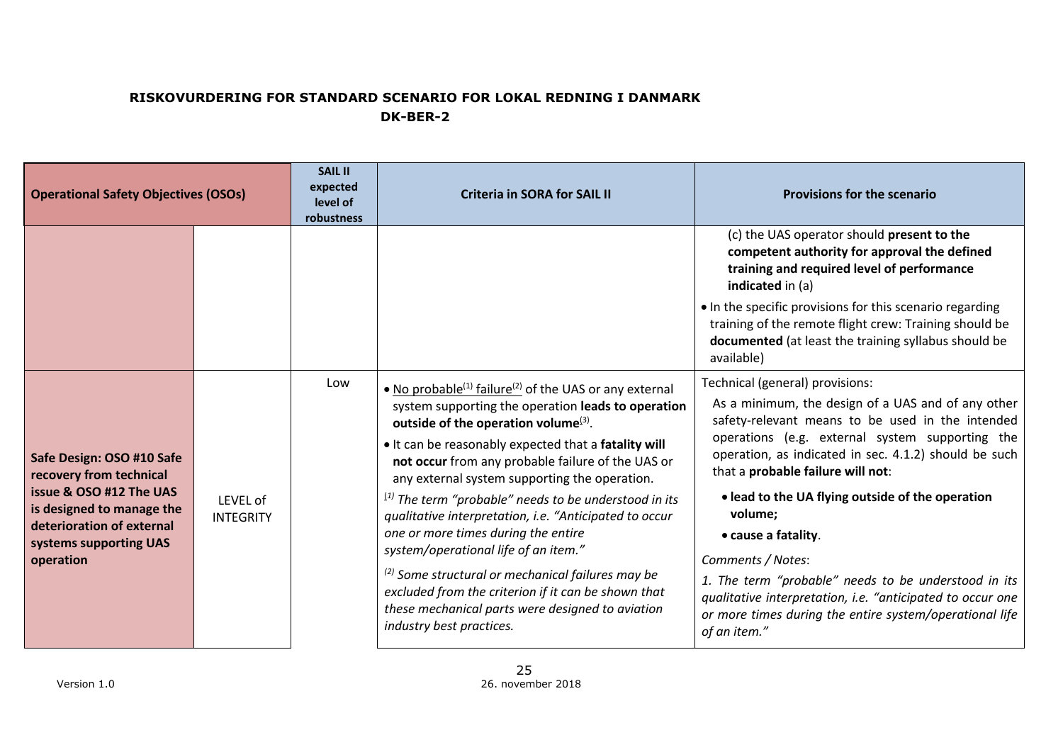**RISKOVURDERING FOR STANDARD SCENARIO FOR LOKAL REDNING I DANMARK**
**DK-BER-2**

| Operational Safety Objectives (OSOs) | | SAIL II expected level of robustness | Criteria in SORA for SAIL II | Provisions for the scenario |
|---|---|---|---|---|
| | | | | (c) the UAS operator should **present to the competent authority for approval the defined training and required level of performance indicated** in (a)<br>• In the specific provisions for this scenario regarding training of the remote flight crew: Training should be **documented** (at least the training syllabus should be available) |
| **Safe Design: OSO #10 Safe recovery from technical issue & OSO #12 The UAS is designed to manage the deterioration of external systems supporting UAS operation** | LEVEL of INTEGRITY | Low | • No probable[1] failure[2] of the UAS or any external system supporting the operation **leads to operation outside of the operation volume**[3].<br>• It can be reasonably expected that a **fatality will not occur** from any probable failure of the UAS or any external system supporting the operation.<br>*[1] The term "probable" needs to be understood in its qualitative interpretation, i.e. "Anticipated to occur one or more times during the entire system/operational life of an item."*<br>*[2] Some structural or mechanical failures may be excluded from the criterion if it can be shown that these mechanical parts were designed to aviation industry best practices.* | Technical (general) provisions:<br>As a minimum, the design of a UAS and of any other safety-relevant means to be used in the intended operations (e.g. external system supporting the operation, as indicated in sec. 4.1.2) should be such that a **probable failure will not**:<br>• **lead to the UA flying outside of the operation volume;**<br>• **cause a fatality**.<br>*Comments / Notes*:<br>*1. The term "probable" needs to be understood in its qualitative interpretation, i.e. "anticipated to occur one or more times during the entire system/operational life of an item."* |

Version 1.0

26. november 2018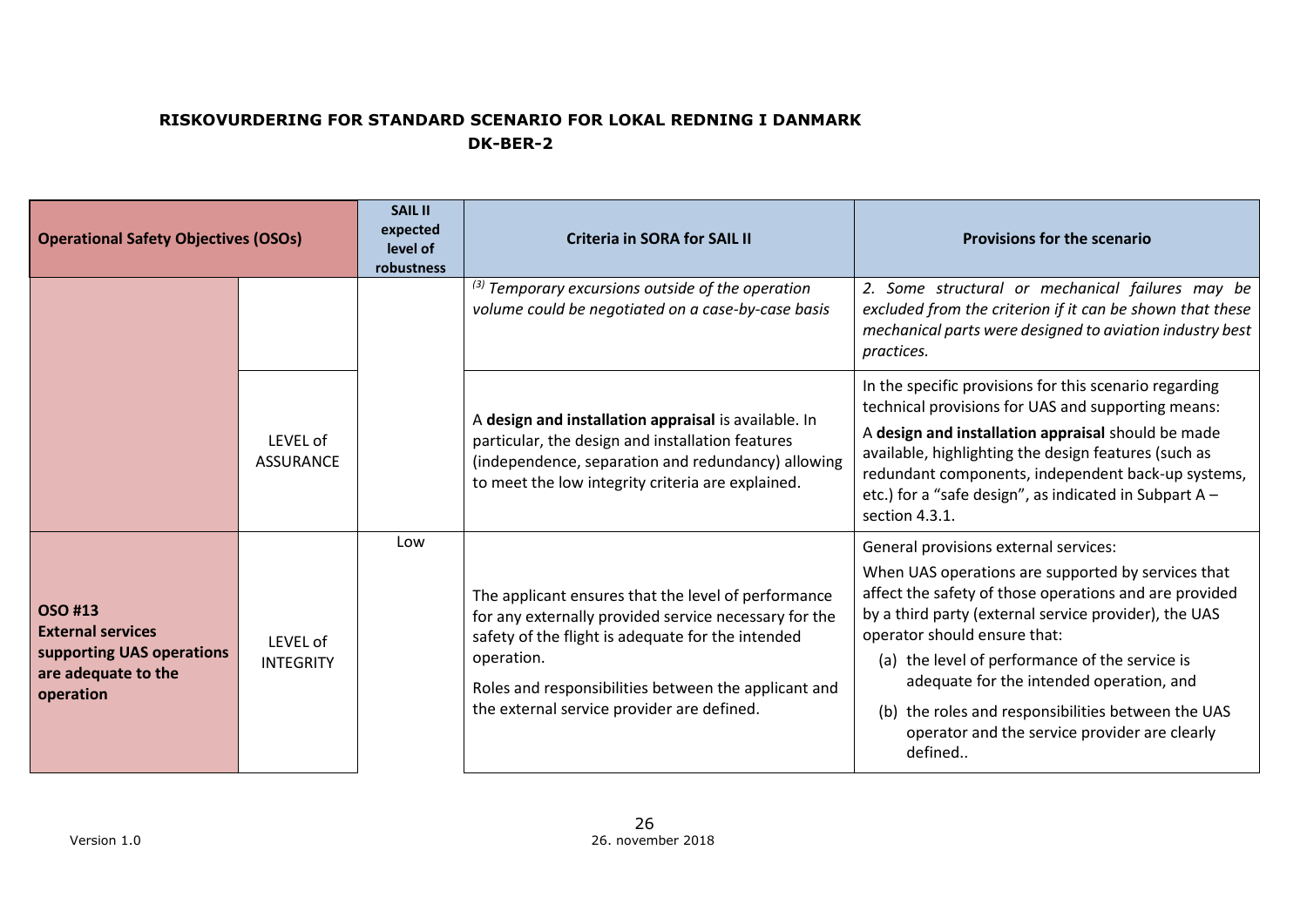**RISKOVURDERING FOR STANDARD SCENARIO FOR LOKAL REDNING I DANMARK**
**DK-BER-2**

| Operational Safety Objectives (OSOs) | | SAIL II expected level of robustness | Criteria in SORA for SAIL II | Provisions for the scenario |
|---|---|---|---|---|
| | | | [(3)] *Temporary excursions outside of the operation volume could be negotiated on a case-by-case basis* | *2. Some structural or mechanical failures may be excluded from the criterion if it can be shown that these mechanical parts were designed to aviation industry best practices.* |
| | LEVEL of ASSURANCE | | A **design and installation appraisal** is available. In particular, the design and installation features (independence, separation and redundancy) allowing to meet the low integrity criteria are explained. | In the specific provisions for this scenario regarding technical provisions for UAS and supporting means:<br>A **design and installation appraisal** should be made available, highlighting the design features (such as redundant components, independent back-up systems, etc.) for a "safe design", as indicated in Subpart A – section 4.3.1. |
| **OSO #13 External services supporting UAS operations are adequate to the operation** | LEVEL of INTEGRITY | Low | The applicant ensures that the level of performance for any externally provided service necessary for the safety of the flight is adequate for the intended operation.<br>Roles and responsibilities between the applicant and the external service provider are defined. | General provisions external services:<br>When UAS operations are supported by services that affect the safety of those operations and are provided by a third party (external service provider), the UAS operator should ensure that:<br>(a) the level of performance of the service is adequate for the intended operation, and<br>(b) the roles and responsibilities between the UAS operator and the service provider are clearly defined.. |

Version 1.0

26. november 2018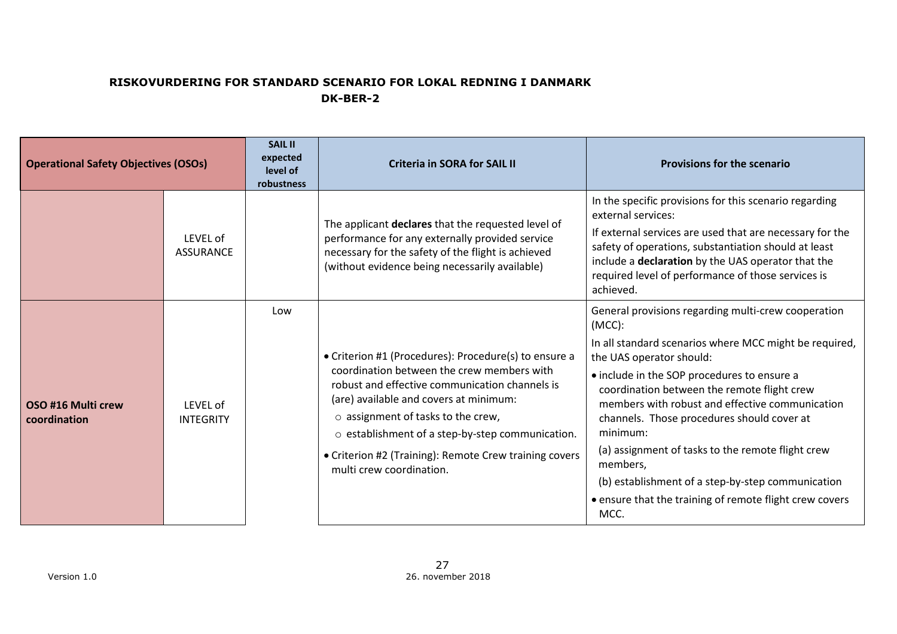**RISKOVURDERING FOR STANDARD SCENARIO FOR LOKAL REDNING I DANMARK**
**DK-BER-2**

| Operational Safety Objectives (OSOs) | | SAIL II expected level of robustness | Criteria in SORA for SAIL II | Provisions for the scenario |
|---|---|---|---|---|
| | LEVEL of ASSURANCE | | The applicant **declares** that the requested level of performance for any externally provided service necessary for the safety of the flight is achieved (without evidence being necessarily available) | In the specific provisions for this scenario regarding external services:<br>If external services are used that are necessary for the safety of operations, substantiation should at least include a **declaration** by the UAS operator that the required level of performance of those services is achieved. |
| **OSO #16 Multi crew coordination** | LEVEL of INTEGRITY | Low | • Criterion #1 (Procedures): Procedure(s) to ensure a coordination between the crew members with robust and effective communication channels is (are) available and covers at minimum:<br>○ assignment of tasks to the crew,<br>○ establishment of a step-by-step communication.<br>• Criterion #2 (Training): Remote Crew training covers multi crew coordination. | General provisions regarding multi-crew cooperation (MCC):<br>In all standard scenarios where MCC might be required, the UAS operator should:<br>• include in the SOP procedures to ensure a coordination between the remote flight crew members with robust and effective communication channels. Those procedures should cover at minimum:<br>(a) assignment of tasks to the remote flight crew members,<br>(b) establishment of a step-by-step communication<br>• ensure that the training of remote flight crew covers MCC. |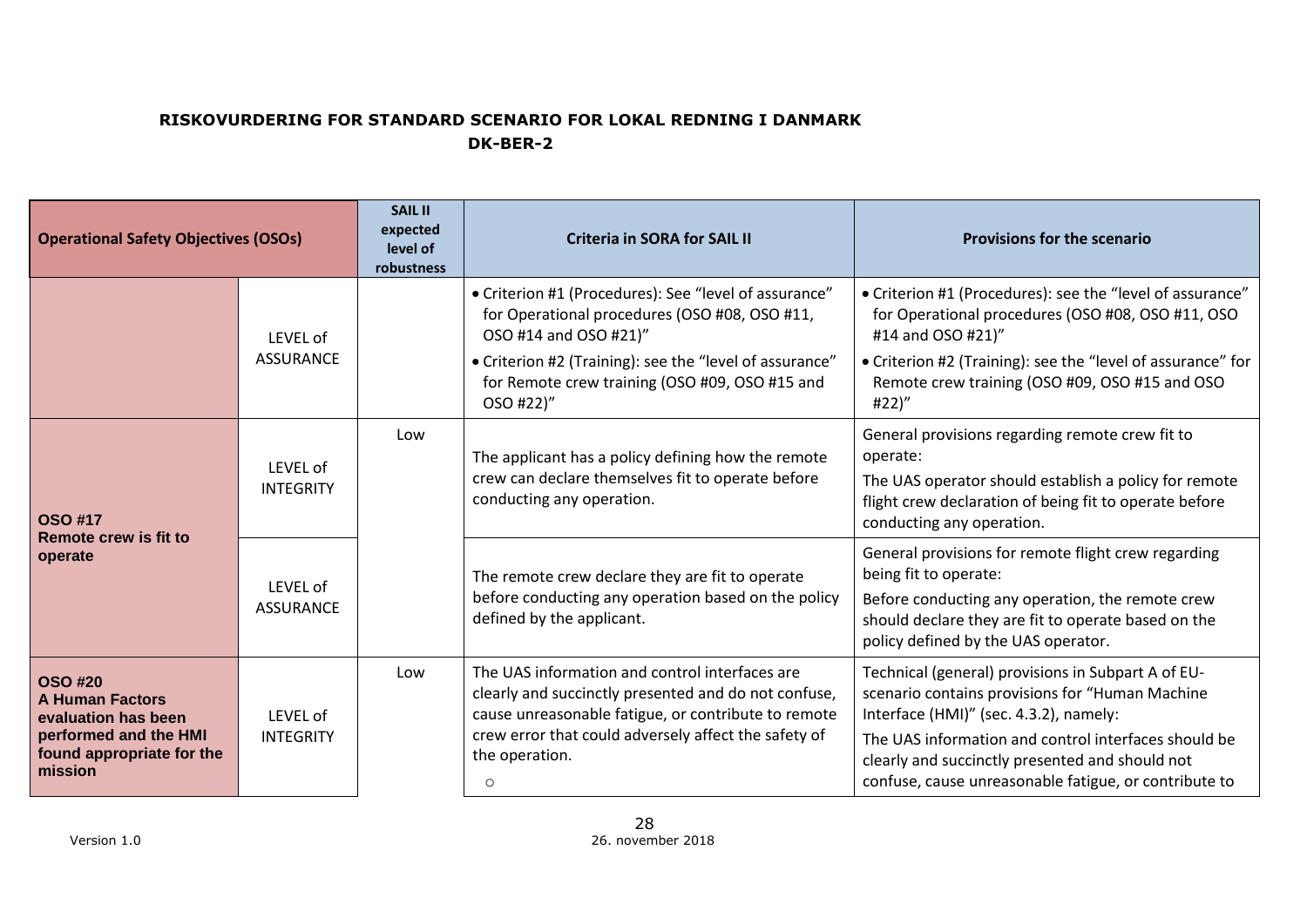**RISKOVURDERING FOR STANDARD SCENARIO FOR LOKAL REDNING I DANMARK**
**DK-BER-2**

| Operational Safety Objectives (OSOs) | | SAIL II expected level of robustness | Criteria in SORA for SAIL II | Provisions for the scenario |
|---|---|---|---|---|
| | LEVEL of ASSURANCE | | • Criterion #1 (Procedures): See "level of assurance" for Operational procedures (OSO #08, OSO #11, OSO #14 and OSO #21)"<br>• Criterion #2 (Training): see the "level of assurance" for Remote crew training (OSO #09, OSO #15 and OSO #22)" | • Criterion #1 (Procedures): see the "level of assurance" for Operational procedures (OSO #08, OSO #11, OSO #14 and OSO #21)"<br>• Criterion #2 (Training): see the "level of assurance" for Remote crew training (OSO #09, OSO #15 and OSO #22)" |
| **OSO #17**<br>**Remote crew is fit to operate** | LEVEL of INTEGRITY | Low | The applicant has a policy defining how the remote crew can declare themselves fit to operate before conducting any operation. | General provisions regarding remote crew fit to operate:<br>The UAS operator should establish a policy for remote flight crew declaration of being fit to operate before conducting any operation. |
| | LEVEL of ASSURANCE | | The remote crew declare they are fit to operate before conducting any operation based on the policy defined by the applicant. | General provisions for remote flight crew regarding being fit to operate:<br>Before conducting any operation, the remote crew should declare they are fit to operate based on the policy defined by the UAS operator. |
| **OSO #20**<br>**A Human Factors evaluation has been performed and the HMI found appropriate for the mission** | LEVEL of INTEGRITY | Low | The UAS information and control interfaces are clearly and succinctly presented and do not confuse, cause unreasonable fatigue, or contribute to remote crew error that could adversely affect the safety of the operation.<br>○ | Technical (general) provisions in Subpart A of EU-scenario contains provisions for "Human Machine Interface (HMI)" (sec. 4.3.2), namely:<br>The UAS information and control interfaces should be clearly and succinctly presented and should not confuse, cause unreasonable fatigue, or contribute to |

Version 1.0

26. november 2018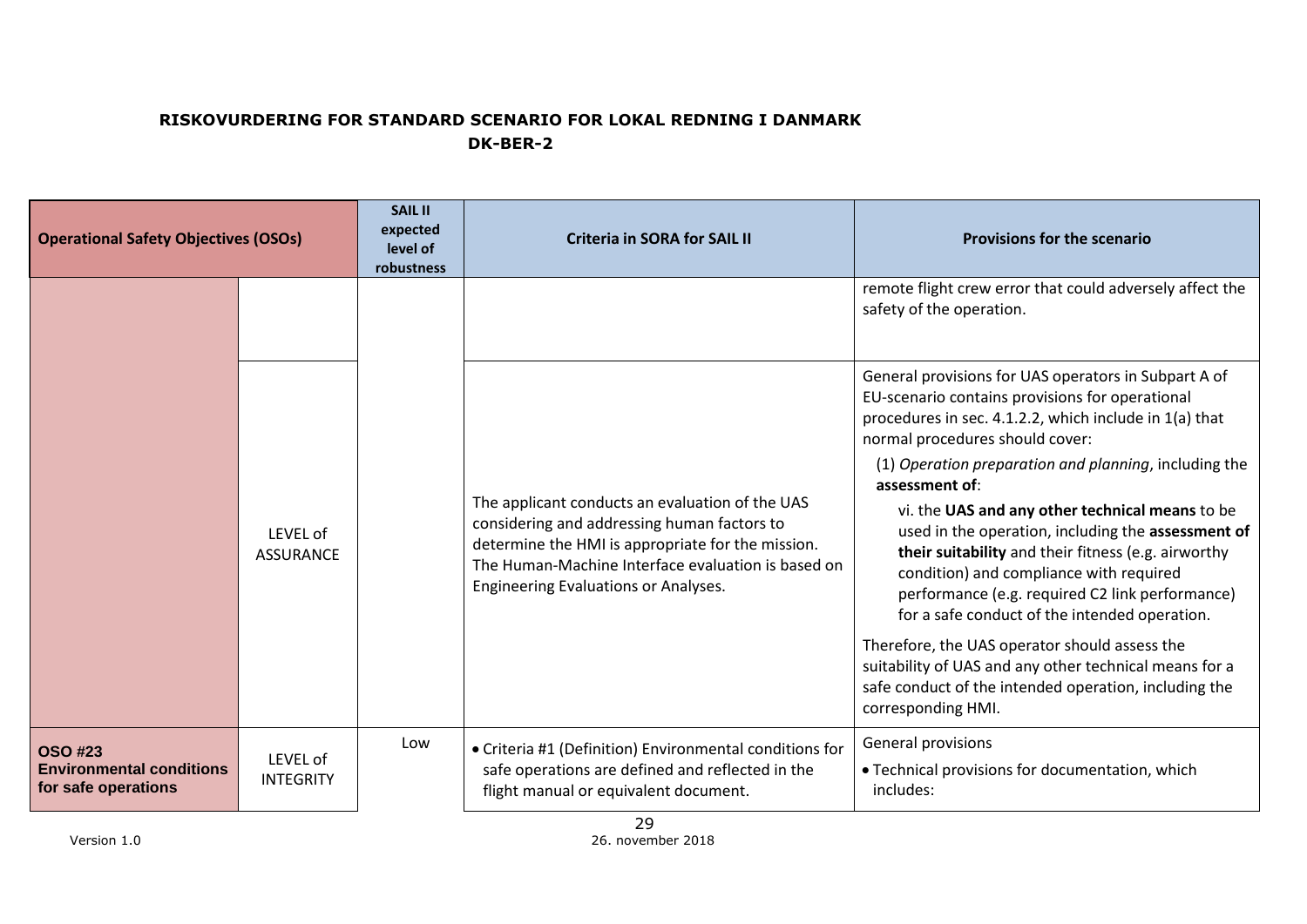**RISKOVURDERING FOR STANDARD SCENARIO FOR LOKAL REDNING I DANMARK**
**DK-BER-2**

| Operational Safety Objectives (OSOs) | | SAIL II expected level of robustness | Criteria in SORA for SAIL II | Provisions for the scenario |
|---|---|---|---|---|
| | | | | remote flight crew error that could adversely affect the safety of the operation. |
| | LEVEL of ASSURANCE | | The applicant conducts an evaluation of the UAS considering and addressing human factors to determine the HMI is appropriate for the mission. The Human-Machine Interface evaluation is based on Engineering Evaluations or Analyses. | General provisions for UAS operators in Subpart A of EU-scenario contains provisions for operational procedures in sec. 4.1.2.2, which include in 1(a) that normal procedures should cover:<br>(1) *Operation preparation and planning*, including the **assessment of**:<br>vi. the **UAS and any other technical means** to be used in the operation, including the **assessment of their suitability** and their fitness (e.g. airworthy condition) and compliance with required performance (e.g. required C2 link performance) for a safe conduct of the intended operation.<br>Therefore, the UAS operator should assess the suitability of UAS and any other technical means for a safe conduct of the intended operation, including the corresponding HMI. |
| **OSO #23 Environmental conditions for safe operations** | LEVEL of INTEGRITY | Low | • Criteria #1 (Definition) Environmental conditions for safe operations are defined and reflected in the flight manual or equivalent document. | General provisions<br>• Technical provisions for documentation, which includes: |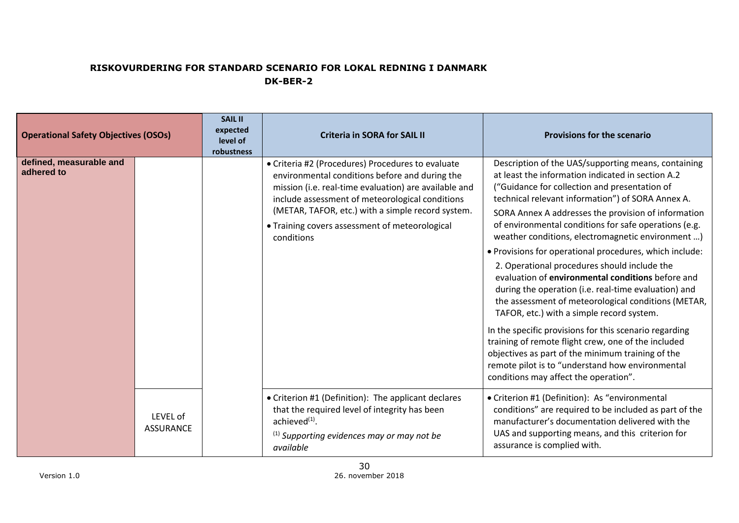**RISKOVURDERING FOR STANDARD SCENARIO FOR LOKAL REDNING I DANMARK**
**DK-BER-2**

| Operational Safety Objectives (OSOs) | | SAIL II expected level of robustness | Criteria in SORA for SAIL II | Provisions for the scenario |
|---|---|---|---|---|
| **defined, measurable and adhered to** | | | • Criteria #2 (Procedures) Procedures to evaluate environmental conditions before and during the mission (i.e. real-time evaluation) are available and include assessment of meteorological conditions (METAR, TAFOR, etc.) with a simple record system.<br>• Training covers assessment of meteorological conditions | Description of the UAS/supporting means, containing at least the information indicated in section A.2 ("Guidance for collection and presentation of technical relevant information") of SORA Annex A.<br>SORA Annex A addresses the provision of information of environmental conditions for safe operations (e.g. weather conditions, electromagnetic environment …)<br>• Provisions for operational procedures, which include:<br>2. Operational procedures should include the evaluation of **environmental conditions** before and during the operation (i.e. real-time evaluation) and the assessment of meteorological conditions (METAR, TAFOR, etc.) with a simple record system.<br>In the specific provisions for this scenario regarding training of remote flight crew, one of the included objectives as part of the minimum training of the remote pilot is to "understand how environmental conditions may affect the operation". |
| | LEVEL of ASSURANCE | | • Criterion #1 (Definition): The applicant declares that the required level of integrity has been achieved[1].<br>[1] *Supporting evidences may or may not be available* | • Criterion #1 (Definition): As "environmental conditions" are required to be included as part of the manufacturer's documentation delivered with the UAS and supporting means, and this criterion for assurance is complied with. |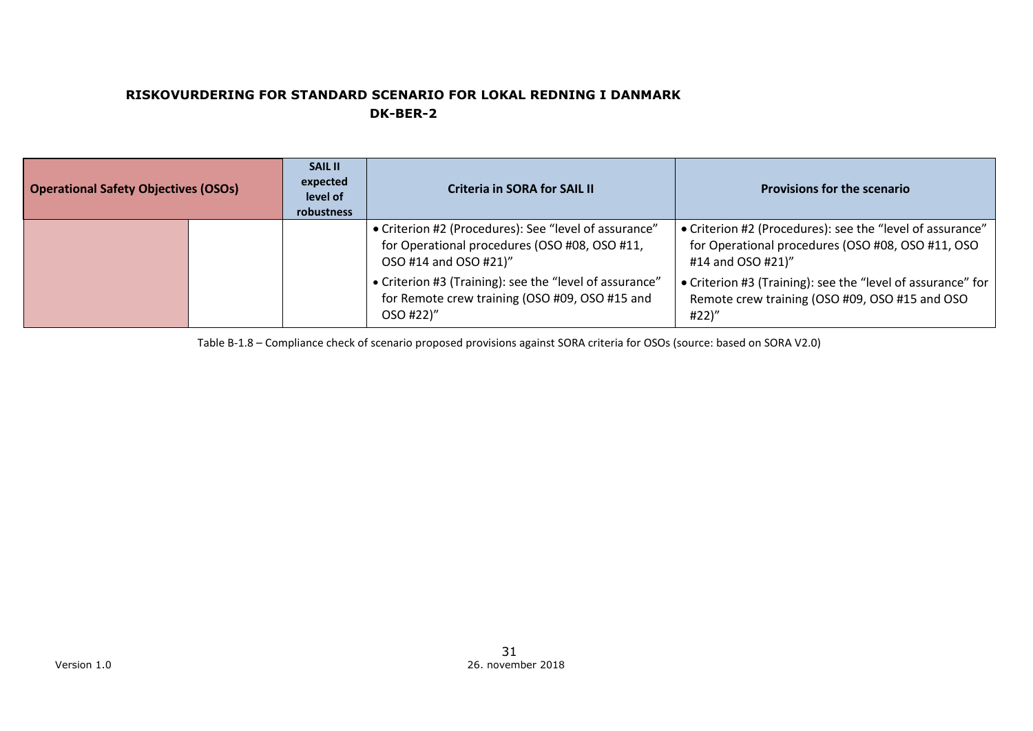**RISKOVURDERING FOR STANDARD SCENARIO FOR LOKAL REDNING I DANMARK**
**DK-BER-2**

| Operational Safety Objectives (OSOs) | | SAIL II expected level of robustness | Criteria in SORA for SAIL II | Provisions for the scenario |
|---|---|---|---|---|
| | | | • Criterion #2 (Procedures): See “level of assurance” for Operational procedures (OSO #08, OSO #11, OSO #14 and OSO #21)”<br>• Criterion #3 (Training): see the “level of assurance” for Remote crew training (OSO #09, OSO #15 and OSO #22)” | • Criterion #2 (Procedures): see the “level of assurance” for Operational procedures (OSO #08, OSO #11, OSO #14 and OSO #21)”<br>• Criterion #3 (Training): see the “level of assurance” for Remote crew training (OSO #09, OSO #15 and OSO #22)” |

Table B-1.8 – Compliance check of scenario proposed provisions against SORA criteria for OSOs (source: based on SORA V2.0)